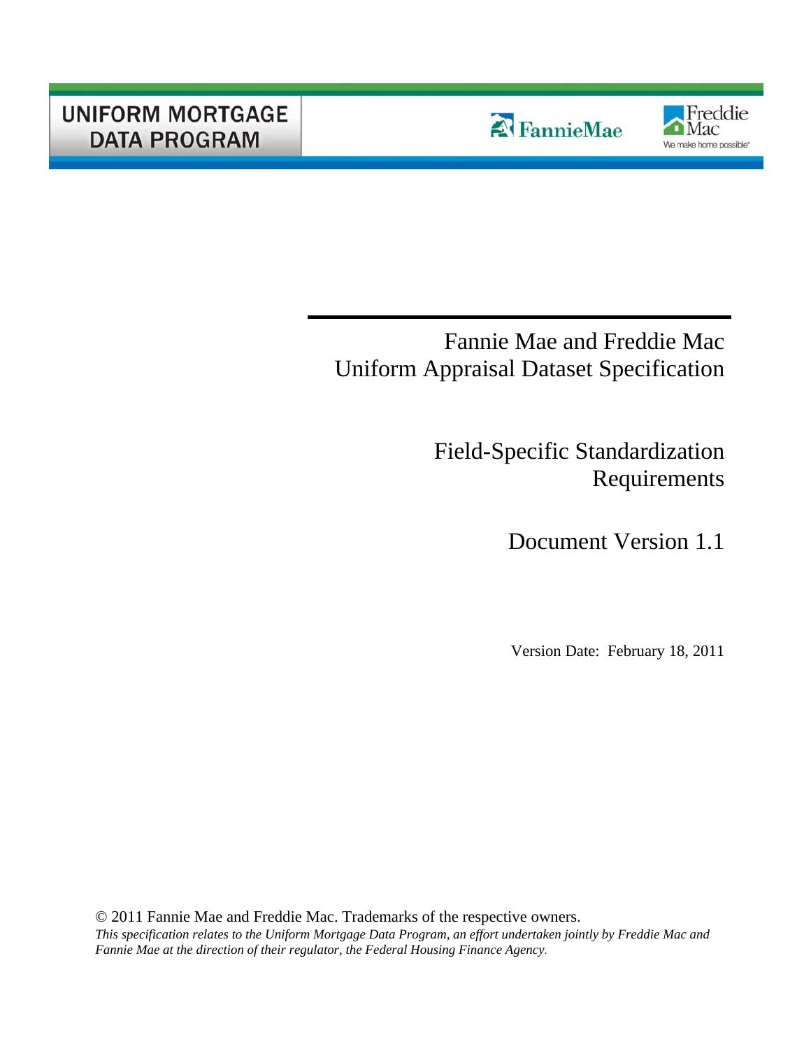UNIFORM MORTGAGE DATA PROGRAM

FannieMae

Freddie Mac

We make home possible®

# Fannie Mae and Freddie Mac Uniform Appraisal Dataset Specification

## Field-Specific Standardization Requirements

## Document Version 1.1

Version Date: February 18, 2011

© 2011 Fannie Mae and Freddie Mac. Trademarks of the respective owners.

*This specification relates to the Uniform Mortgage Data Program, an effort undertaken jointly by Freddie Mac and Fannie Mae at the direction of their regulator, the Federal Housing Finance Agency.*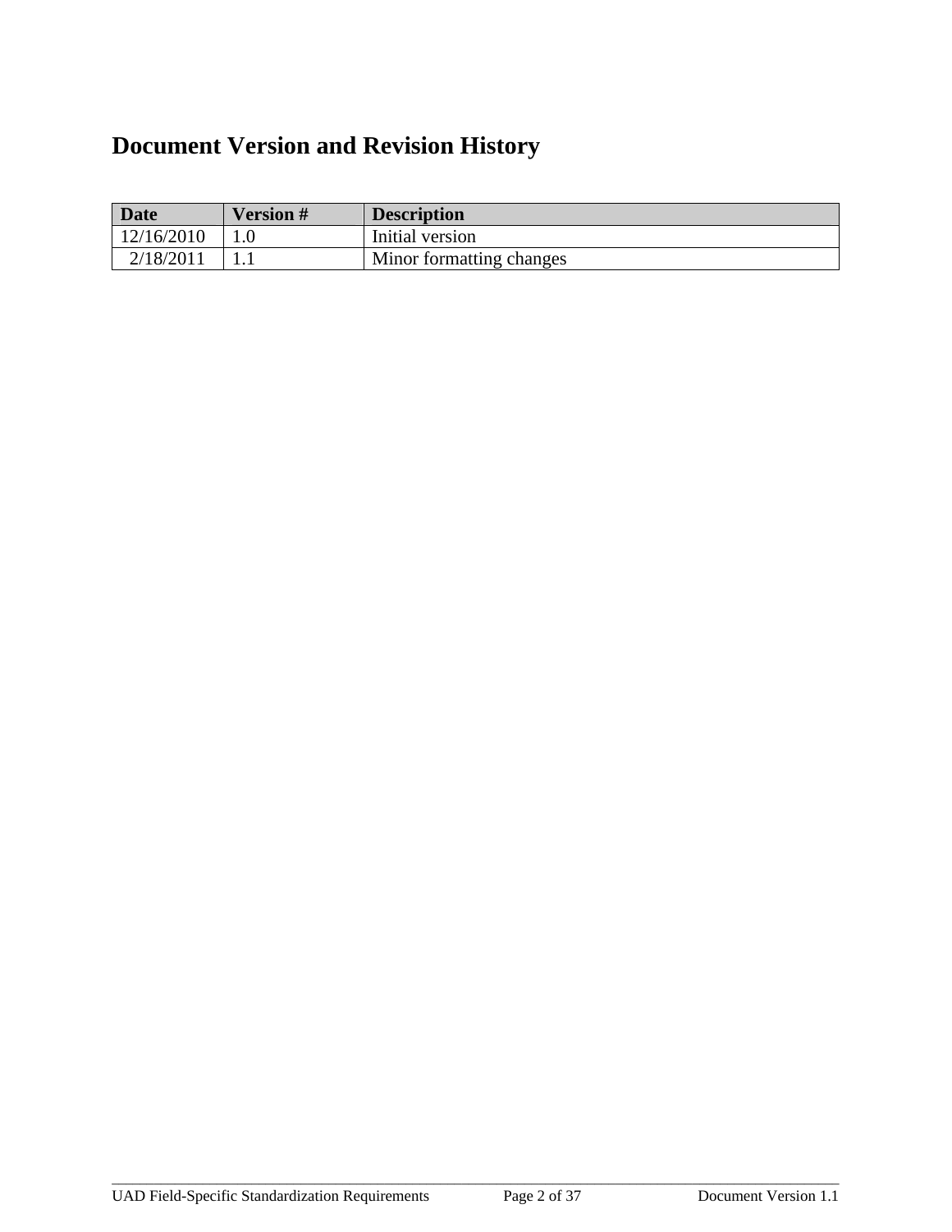# Document Version and Revision History

| Date | Version # | Description |
| --- | --- | --- |
| 12/16/2010 | 1.0 | Initial version |
| 2/18/2011 | 1.1 | Minor formatting changes |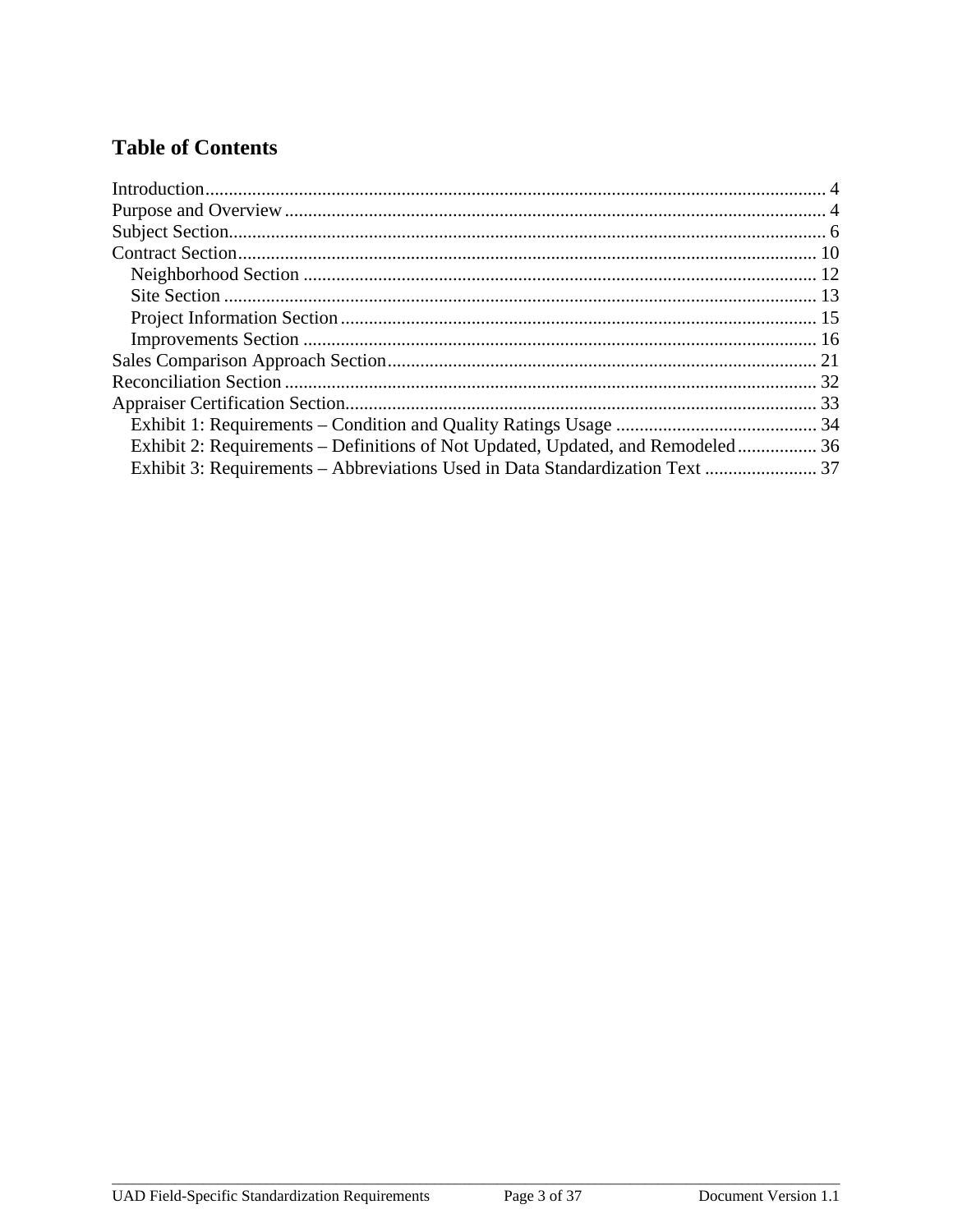# Table of Contents

Introduction .................................................................................................................... 4
Purpose and Overview .................................................................................................... 4
Subject Section ................................................................................................................ 6
Contract Section ............................................................................................................ 10
    Neighborhood Section ............................................................................................. 12
    Site Section .............................................................................................................. 13
    Project Information Section ..................................................................................... 15
    Improvements Section ............................................................................................. 16
Sales Comparison Approach Section ............................................................................ 21
Reconciliation Section ................................................................................................... 32
Appraiser Certification Section ..................................................................................... 33
    Exhibit 1: Requirements – Condition and Quality Ratings Usage ........................................... 34
    Exhibit 2: Requirements – Definitions of Not Updated, Updated, and Remodeled ................. 36
    Exhibit 3: Requirements – Abbreviations Used in Data Standardization Text ........................ 37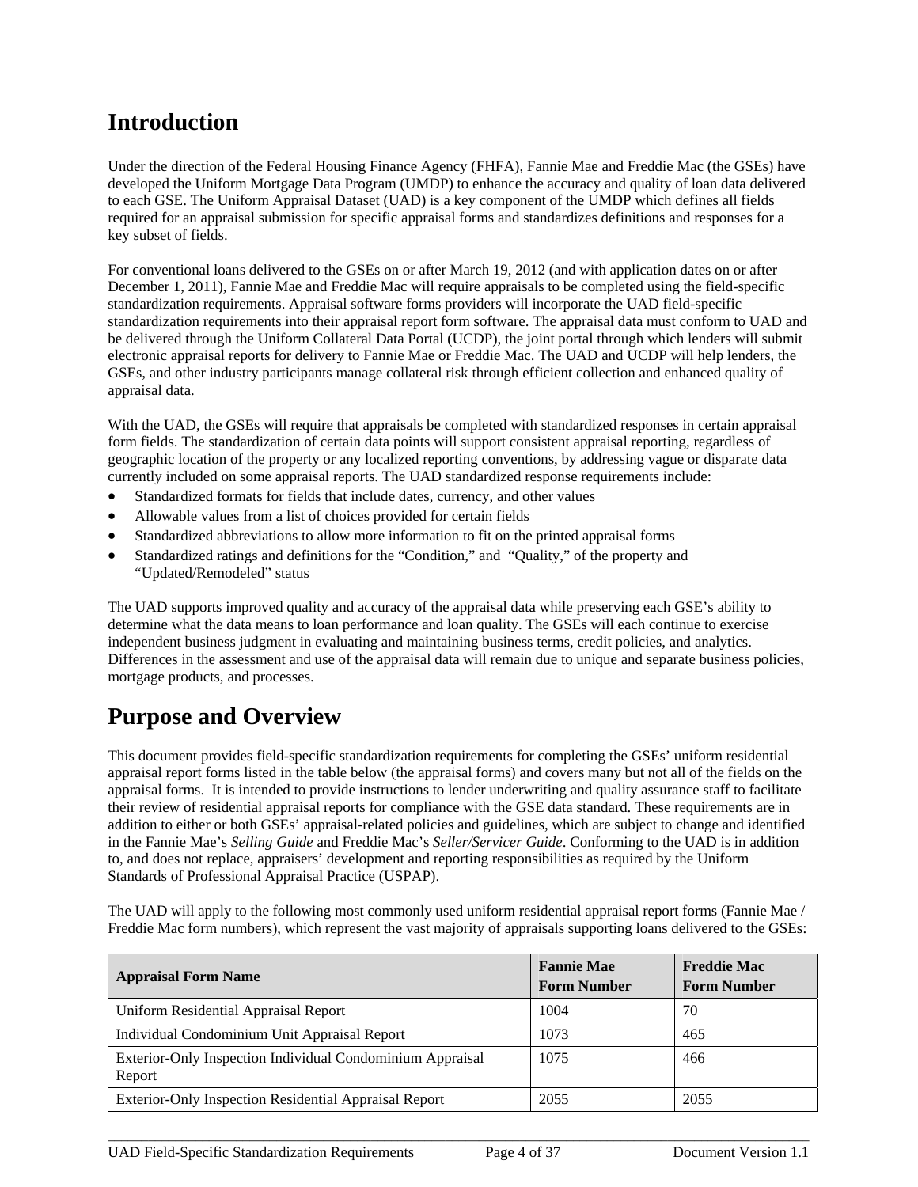# Introduction

Under the direction of the Federal Housing Finance Agency (FHFA), Fannie Mae and Freddie Mac (the GSEs) have developed the Uniform Mortgage Data Program (UMDP) to enhance the accuracy and quality of loan data delivered to each GSE. The Uniform Appraisal Dataset (UAD) is a key component of the UMDP which defines all fields required for an appraisal submission for specific appraisal forms and standardizes definitions and responses for a key subset of fields.

For conventional loans delivered to the GSEs on or after March 19, 2012 (and with application dates on or after December 1, 2011), Fannie Mae and Freddie Mac will require appraisals to be completed using the field-specific standardization requirements. Appraisal software forms providers will incorporate the UAD field-specific standardization requirements into their appraisal report form software. The appraisal data must conform to UAD and be delivered through the Uniform Collateral Data Portal (UCDP), the joint portal through which lenders will submit electronic appraisal reports for delivery to Fannie Mae or Freddie Mac. The UAD and UCDP will help lenders, the GSEs, and other industry participants manage collateral risk through efficient collection and enhanced quality of appraisal data.

With the UAD, the GSEs will require that appraisals be completed with standardized responses in certain appraisal form fields. The standardization of certain data points will support consistent appraisal reporting, regardless of geographic location of the property or any localized reporting conventions, by addressing vague or disparate data currently included on some appraisal reports. The UAD standardized response requirements include:

- Standardized formats for fields that include dates, currency, and other values
- Allowable values from a list of choices provided for certain fields
- Standardized abbreviations to allow more information to fit on the printed appraisal forms
- Standardized ratings and definitions for the “Condition,” and “Quality,” of the property and “Updated/Remodeled” status

The UAD supports improved quality and accuracy of the appraisal data while preserving each GSE’s ability to determine what the data means to loan performance and loan quality. The GSEs will each continue to exercise independent business judgment in evaluating and maintaining business terms, credit policies, and analytics. Differences in the assessment and use of the appraisal data will remain due to unique and separate business policies, mortgage products, and processes.

# Purpose and Overview

This document provides field-specific standardization requirements for completing the GSEs’ uniform residential appraisal report forms listed in the table below (the appraisal forms) and covers many but not all of the fields on the appraisal forms. It is intended to provide instructions to lender underwriting and quality assurance staff to facilitate their review of residential appraisal reports for compliance with the GSE data standard. These requirements are in addition to either or both GSEs’ appraisal-related policies and guidelines, which are subject to change and identified in the Fannie Mae’s *Selling Guide* and Freddie Mac’s *Seller/Servicer Guide*. Conforming to the UAD is in addition to, and does not replace, appraisers’ development and reporting responsibilities as required by the Uniform Standards of Professional Appraisal Practice (USPAP).

The UAD will apply to the following most commonly used uniform residential appraisal report forms (Fannie Mae / Freddie Mac form numbers), which represent the vast majority of appraisals supporting loans delivered to the GSEs:

| Appraisal Form Name | Fannie Mae Form Number | Freddie Mac Form Number |
|---|---|---|
| Uniform Residential Appraisal Report | 1004 | 70 |
| Individual Condominium Unit Appraisal Report | 1073 | 465 |
| Exterior-Only Inspection Individual Condominium Appraisal Report | 1075 | 466 |
| Exterior-Only Inspection Residential Appraisal Report | 2055 | 2055 |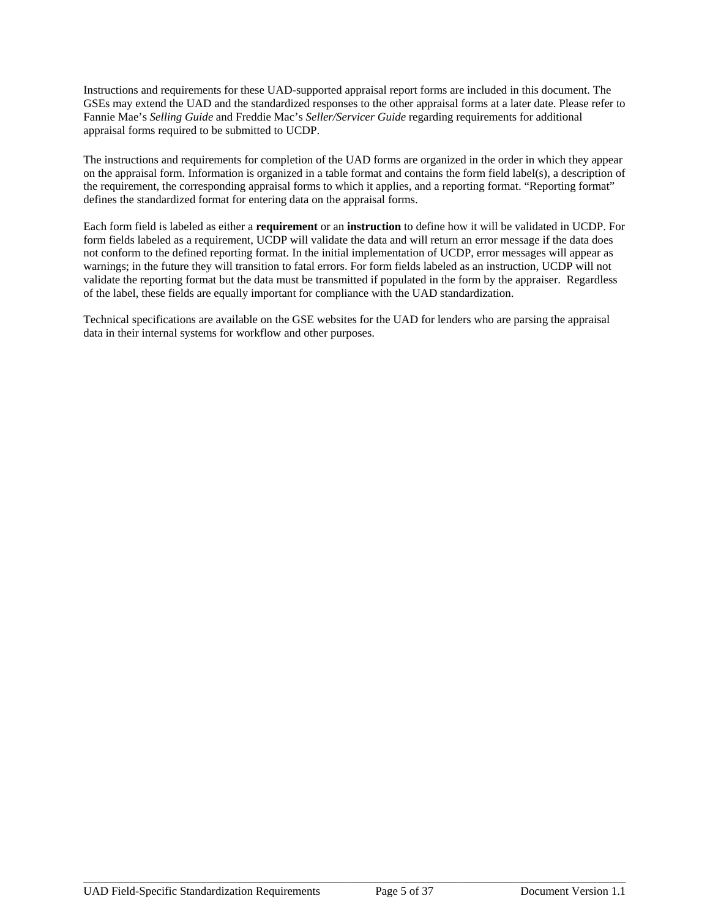Instructions and requirements for these UAD-supported appraisal report forms are included in this document. The GSEs may extend the UAD and the standardized responses to the other appraisal forms at a later date. Please refer to Fannie Mae's *Selling Guide* and Freddie Mac's *Seller/Servicer Guide* regarding requirements for additional appraisal forms required to be submitted to UCDP.

The instructions and requirements for completion of the UAD forms are organized in the order in which they appear on the appraisal form. Information is organized in a table format and contains the form field label(s), a description of the requirement, the corresponding appraisal forms to which it applies, and a reporting format. "Reporting format" defines the standardized format for entering data on the appraisal forms.

Each form field is labeled as either a **requirement** or an **instruction** to define how it will be validated in UCDP. For form fields labeled as a requirement, UCDP will validate the data and will return an error message if the data does not conform to the defined reporting format. In the initial implementation of UCDP, error messages will appear as warnings; in the future they will transition to fatal errors. For form fields labeled as an instruction, UCDP will not validate the reporting format but the data must be transmitted if populated in the form by the appraiser. Regardless of the label, these fields are equally important for compliance with the UAD standardization.

Technical specifications are available on the GSE websites for the UAD for lenders who are parsing the appraisal data in their internal systems for workflow and other purposes.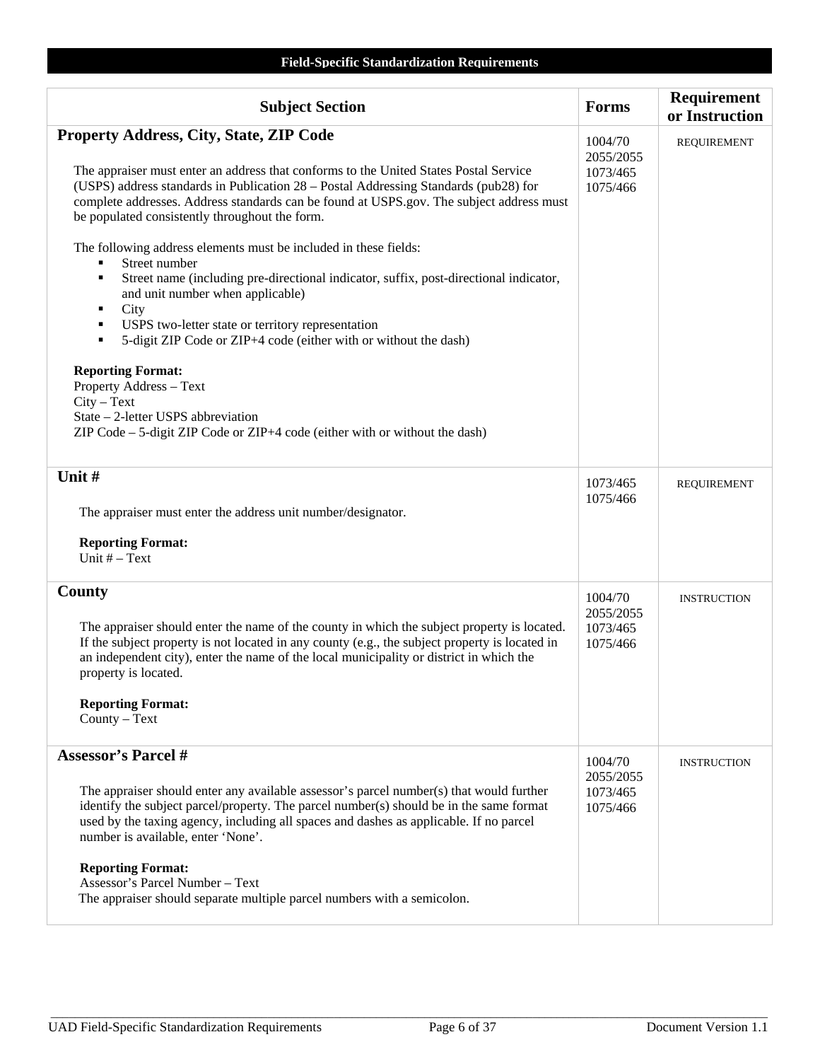**Field-Specific Standardization Requirements**

| Subject Section | Forms | Requirement or Instruction |
|---|---|---|
| **Property Address, City, State, ZIP Code**<br><br>The appraiser must enter an address that conforms to the United States Postal Service (USPS) address standards in Publication 28 – Postal Addressing Standards (pub28) for complete addresses. Address standards can be found at USPS.gov. The subject address must be populated consistently throughout the form.<br><br>The following address elements must be included in these fields:<br>▪ Street number<br>▪ Street name (including pre-directional indicator, suffix, post-directional indicator, and unit number when applicable)<br>▪ City<br>▪ USPS two-letter state or territory representation<br>▪ 5-digit ZIP Code or ZIP+4 code (either with or without the dash)<br><br>**Reporting Format:**<br>Property Address – Text<br>City – Text<br>State – 2-letter USPS abbreviation<br>ZIP Code – 5-digit ZIP Code or ZIP+4 code (either with or without the dash) | 1004/70<br>2055/2055<br>1073/465<br>1075/466 | REQUIREMENT |
| **Unit #**<br><br>The appraiser must enter the address unit number/designator.<br><br>**Reporting Format:**<br>Unit # – Text | 1073/465<br>1075/466 | REQUIREMENT |
| **County**<br><br>The appraiser should enter the name of the county in which the subject property is located. If the subject property is not located in any county (e.g., the subject property is located in an independent city), enter the name of the local municipality or district in which the property is located.<br><br>**Reporting Format:**<br>County – Text | 1004/70<br>2055/2055<br>1073/465<br>1075/466 | INSTRUCTION |
| **Assessor's Parcel #**<br><br>The appraiser should enter any available assessor's parcel number(s) that would further identify the subject parcel/property. The parcel number(s) should be in the same format used by the taxing agency, including all spaces and dashes as applicable. If no parcel number is available, enter 'None'.<br><br>**Reporting Format:**<br>Assessor's Parcel Number – Text<br>The appraiser should separate multiple parcel numbers with a semicolon. | 1004/70<br>2055/2055<br>1073/465<br>1075/466 | INSTRUCTION |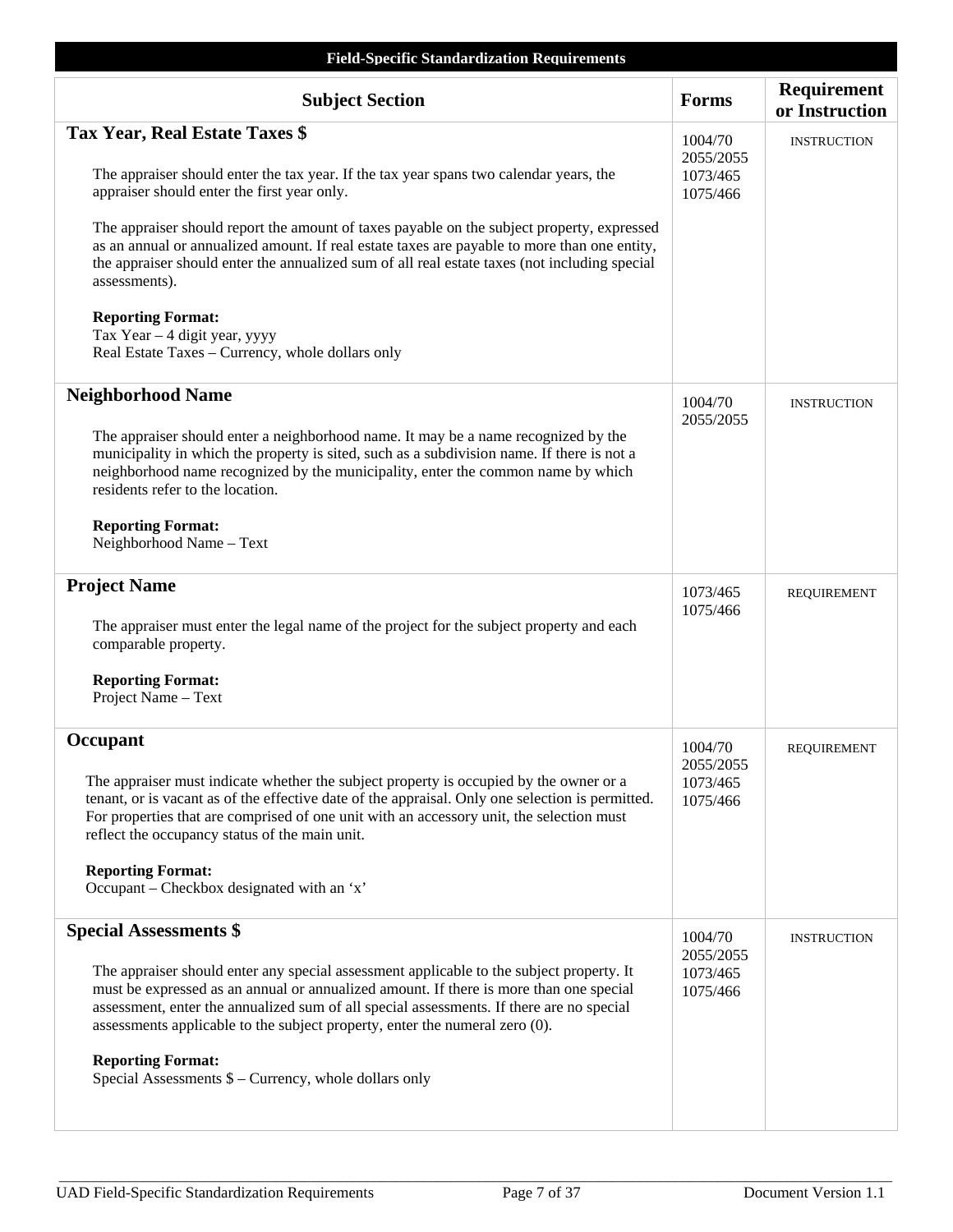**Field-Specific Standardization Requirements**

| Subject Section | Forms | Requirement or Instruction |
|---|---|---|
| **Tax Year, Real Estate Taxes $**<br><br>The appraiser should enter the tax year. If the tax year spans two calendar years, the appraiser should enter the first year only.<br><br>The appraiser should report the amount of taxes payable on the subject property, expressed as an annual or annualized amount. If real estate taxes are payable to more than one entity, the appraiser should enter the annualized sum of all real estate taxes (not including special assessments).<br><br>**Reporting Format:**<br>Tax Year – 4 digit year, yyyy<br>Real Estate Taxes – Currency, whole dollars only | 1004/70<br>2055/2055<br>1073/465<br>1075/466 | INSTRUCTION |
| **Neighborhood Name**<br><br>The appraiser should enter a neighborhood name. It may be a name recognized by the municipality in which the property is sited, such as a subdivision name. If there is not a neighborhood name recognized by the municipality, enter the common name by which residents refer to the location.<br><br>**Reporting Format:**<br>Neighborhood Name – Text | 1004/70<br>2055/2055 | INSTRUCTION |
| **Project Name**<br><br>The appraiser must enter the legal name of the project for the subject property and each comparable property.<br><br>**Reporting Format:**<br>Project Name – Text | 1073/465<br>1075/466 | REQUIREMENT |
| **Occupant**<br><br>The appraiser must indicate whether the subject property is occupied by the owner or a tenant, or is vacant as of the effective date of the appraisal. Only one selection is permitted. For properties that are comprised of one unit with an accessory unit, the selection must reflect the occupancy status of the main unit.<br><br>**Reporting Format:**<br>Occupant – Checkbox designated with an 'x' | 1004/70<br>2055/2055<br>1073/465<br>1075/466 | REQUIREMENT |
| **Special Assessments $**<br><br>The appraiser should enter any special assessment applicable to the subject property. It must be expressed as an annual or annualized amount. If there is more than one special assessment, enter the annualized sum of all special assessments. If there are no special assessments applicable to the subject property, enter the numeral zero (0).<br><br>**Reporting Format:**<br>Special Assessments $ – Currency, whole dollars only | 1004/70<br>2055/2055<br>1073/465<br>1075/466 | INSTRUCTION |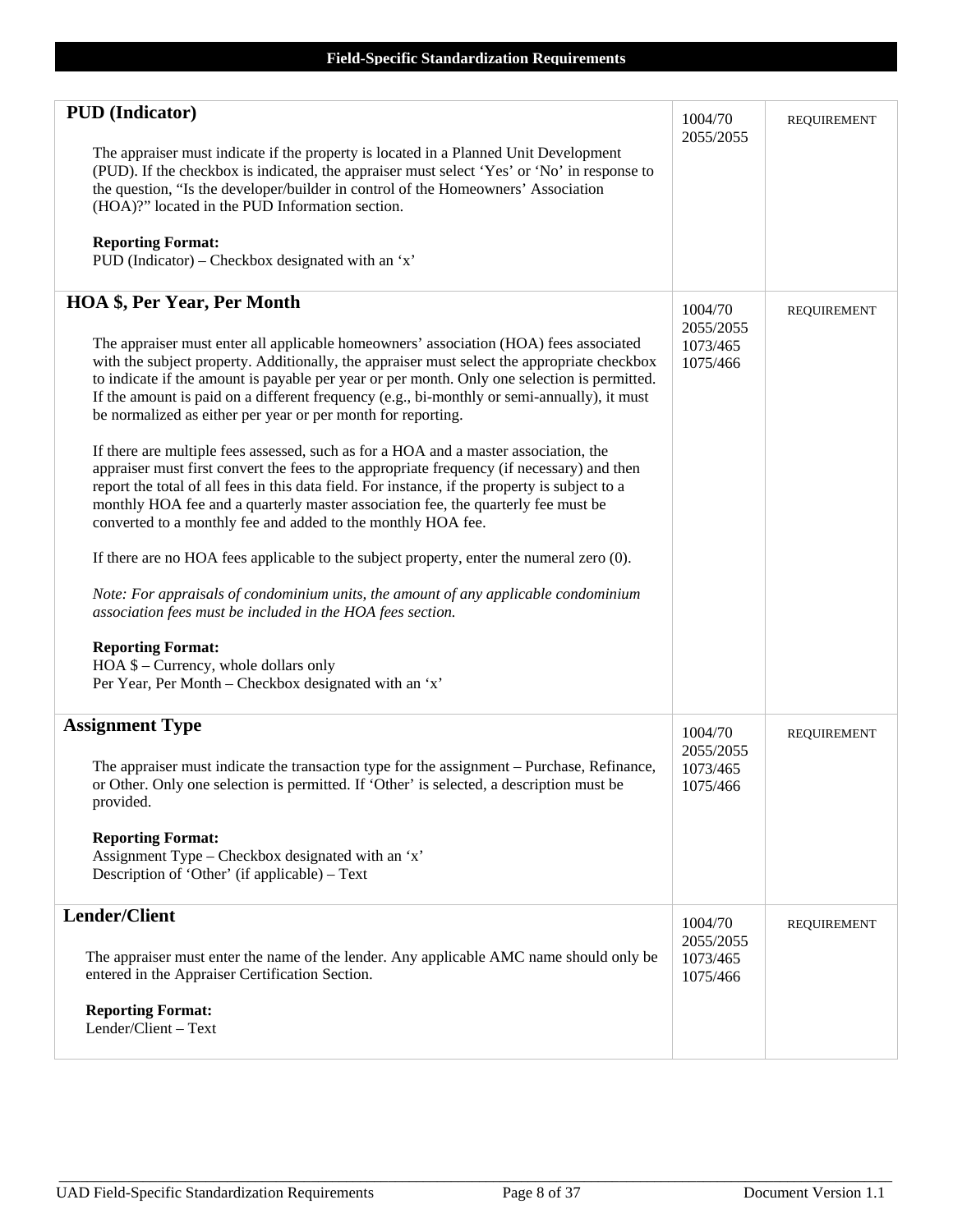## Field-Specific Standardization Requirements

| | | |
|---|---|---|
| **PUD (Indicator)**<br><br>The appraiser must indicate if the property is located in a Planned Unit Development (PUD). If the checkbox is indicated, the appraiser must select 'Yes' or 'No' in response to the question, "Is the developer/builder in control of the Homeowners' Association (HOA)?" located in the PUD Information section.<br><br>**Reporting Format:**<br>PUD (Indicator) – Checkbox designated with an 'x' | 1004/70<br>2055/2055 | REQUIREMENT |
| **HOA $, Per Year, Per Month**<br><br>The appraiser must enter all applicable homeowners' association (HOA) fees associated with the subject property. Additionally, the appraiser must select the appropriate checkbox to indicate if the amount is payable per year or per month. Only one selection is permitted. If the amount is paid on a different frequency (e.g., bi-monthly or semi-annually), it must be normalized as either per year or per month for reporting.<br><br>If there are multiple fees assessed, such as for a HOA and a master association, the appraiser must first convert the fees to the appropriate frequency (if necessary) and then report the total of all fees in this data field. For instance, if the property is subject to a monthly HOA fee and a quarterly master association fee, the quarterly fee must be converted to a monthly fee and added to the monthly HOA fee.<br><br>If there are no HOA fees applicable to the subject property, enter the numeral zero (0).<br><br>*Note: For appraisals of condominium units, the amount of any applicable condominium association fees must be included in the HOA fees section.*<br><br>**Reporting Format:**<br>HOA $ – Currency, whole dollars only<br>Per Year, Per Month – Checkbox designated with an 'x' | 1004/70<br>2055/2055<br>1073/465<br>1075/466 | REQUIREMENT |
| **Assignment Type**<br><br>The appraiser must indicate the transaction type for the assignment – Purchase, Refinance, or Other. Only one selection is permitted. If 'Other' is selected, a description must be provided.<br><br>**Reporting Format:**<br>Assignment Type – Checkbox designated with an 'x'<br>Description of 'Other' (if applicable) – Text | 1004/70<br>2055/2055<br>1073/465<br>1075/466 | REQUIREMENT |
| **Lender/Client**<br><br>The appraiser must enter the name of the lender. Any applicable AMC name should only be entered in the Appraiser Certification Section.<br><br>**Reporting Format:**<br>Lender/Client – Text | 1004/70<br>2055/2055<br>1073/465<br>1075/466 | REQUIREMENT |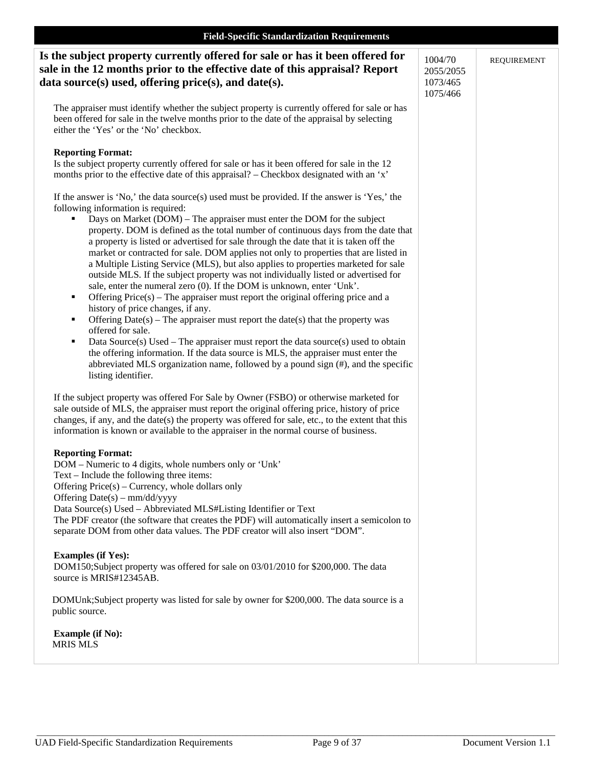## Field-Specific Standardization Requirements

| | | |
|---|---|---|
| **Is the subject property currently offered for sale or has it been offered for sale in the 12 months prior to the effective date of this appraisal? Report data source(s) used, offering price(s), and date(s).** | 1004/70<br>2055/2055<br>1073/465<br>1075/466 | REQUIREMENT |

The appraiser must identify whether the subject property is currently offered for sale or has been offered for sale in the twelve months prior to the date of the appraisal by selecting either the 'Yes' or the 'No' checkbox.

**Reporting Format:**
Is the subject property currently offered for sale or has it been offered for sale in the 12 months prior to the effective date of this appraisal? – Checkbox designated with an 'x'

If the answer is 'No,' the data source(s) used must be provided. If the answer is 'Yes,' the following information is required:

- Days on Market (DOM) – The appraiser must enter the DOM for the subject property. DOM is defined as the total number of continuous days from the date that a property is listed or advertised for sale through the date that it is taken off the market or contracted for sale. DOM applies not only to properties that are listed in a Multiple Listing Service (MLS), but also applies to properties marketed for sale outside MLS. If the subject property was not individually listed or advertised for sale, enter the numeral zero (0). If the DOM is unknown, enter 'Unk'.
- Offering Price(s) – The appraiser must report the original offering price and a history of price changes, if any.
- Offering Date(s) – The appraiser must report the date(s) that the property was offered for sale.
- Data Source(s) Used – The appraiser must report the data source(s) used to obtain the offering information. If the data source is MLS, the appraiser must enter the abbreviated MLS organization name, followed by a pound sign (#), and the specific listing identifier.

If the subject property was offered For Sale by Owner (FSBO) or otherwise marketed for sale outside of MLS, the appraiser must report the original offering price, history of price changes, if any, and the date(s) the property was offered for sale, etc., to the extent that this information is known or available to the appraiser in the normal course of business.

**Reporting Format:**
DOM – Numeric to 4 digits, whole numbers only or 'Unk'
Text – Include the following three items:
Offering Price(s) – Currency, whole dollars only
Offering Date(s) – mm/dd/yyyy
Data Source(s) Used – Abbreviated MLS#Listing Identifier or Text
The PDF creator (the software that creates the PDF) will automatically insert a semicolon to separate DOM from other data values. The PDF creator will also insert "DOM".

**Examples (if Yes):**
DOM150;Subject property was offered for sale on 03/01/2010 for $200,000. The data source is MRIS#12345AB.

DOMUnk;Subject property was listed for sale by owner for $200,000. The data source is a public source.

**Example (if No):**
MRIS MLS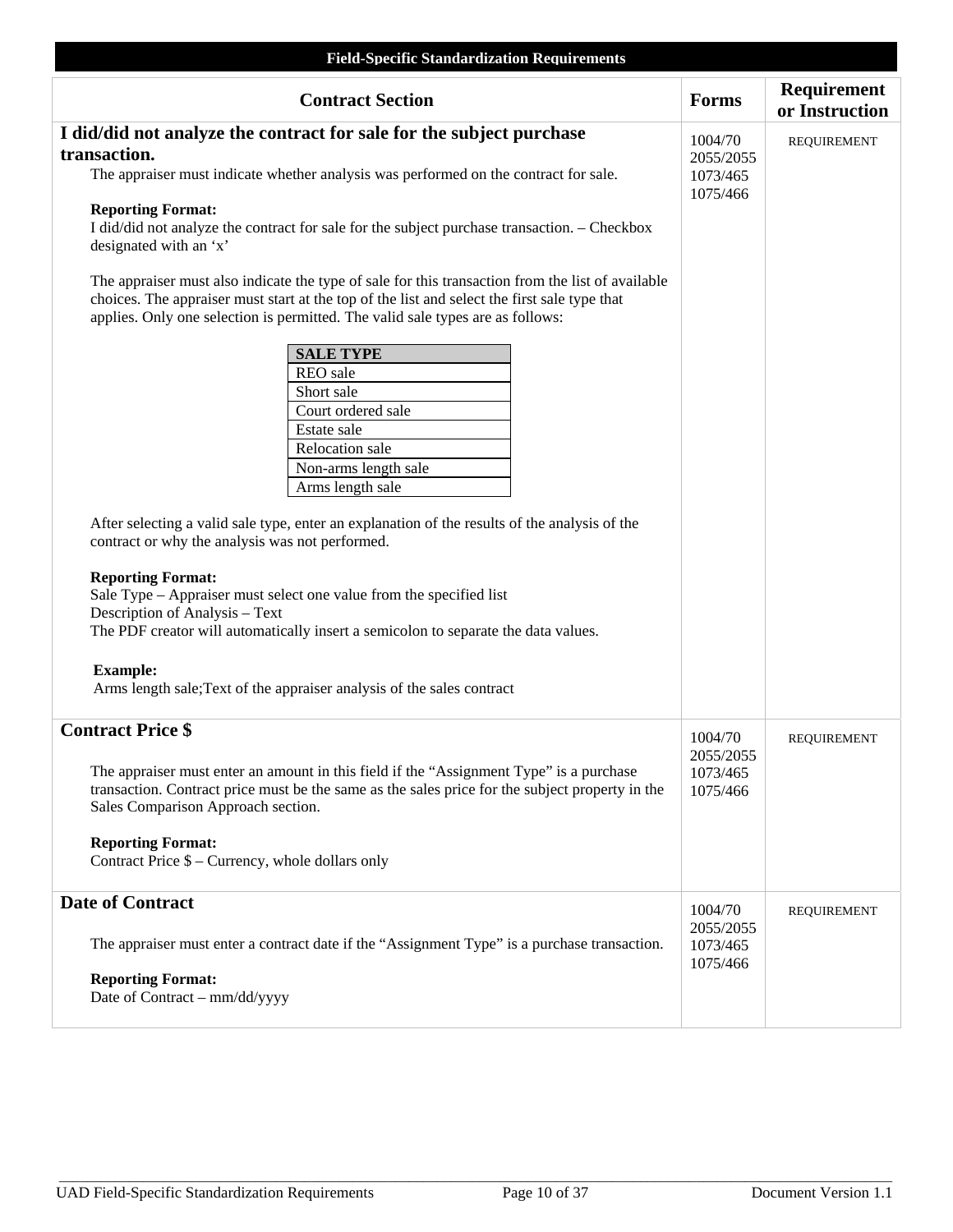**Field-Specific Standardization Requirements**

| Contract Section | Forms | Requirement or Instruction |
|---|---|---|
| **I did/did not analyze the contract for sale for the subject purchase transaction.**<br>The appraiser must indicate whether analysis was performed on the contract for sale.<br><br>**Reporting Format:**<br>I did/did not analyze the contract for sale for the subject purchase transaction. – Checkbox designated with an 'x'<br><br>The appraiser must also indicate the type of sale for this transaction from the list of available choices. The appraiser must start at the top of the list and select the first sale type that applies. Only one selection is permitted. The valid sale types are as follows:<br><br>**SALE TYPE**<br>REO sale<br>Short sale<br>Court ordered sale<br>Estate sale<br>Relocation sale<br>Non-arms length sale<br>Arms length sale<br><br>After selecting a valid sale type, enter an explanation of the results of the analysis of the contract or why the analysis was not performed.<br><br>**Reporting Format:**<br>Sale Type – Appraiser must select one value from the specified list<br>Description of Analysis – Text<br>The PDF creator will automatically insert a semicolon to separate the data values.<br><br>**Example:**<br>Arms length sale;Text of the appraiser analysis of the sales contract | 1004/70<br>2055/2055<br>1073/465<br>1075/466 | REQUIREMENT |
| **Contract Price $**<br><br>The appraiser must enter an amount in this field if the "Assignment Type" is a purchase transaction. Contract price must be the same as the sales price for the subject property in the Sales Comparison Approach section.<br><br>**Reporting Format:**<br>Contract Price $ – Currency, whole dollars only | 1004/70<br>2055/2055<br>1073/465<br>1075/466 | REQUIREMENT |
| **Date of Contract**<br><br>The appraiser must enter a contract date if the "Assignment Type" is a purchase transaction.<br><br>**Reporting Format:**<br>Date of Contract – mm/dd/yyyy | 1004/70<br>2055/2055<br>1073/465<br>1075/466 | REQUIREMENT |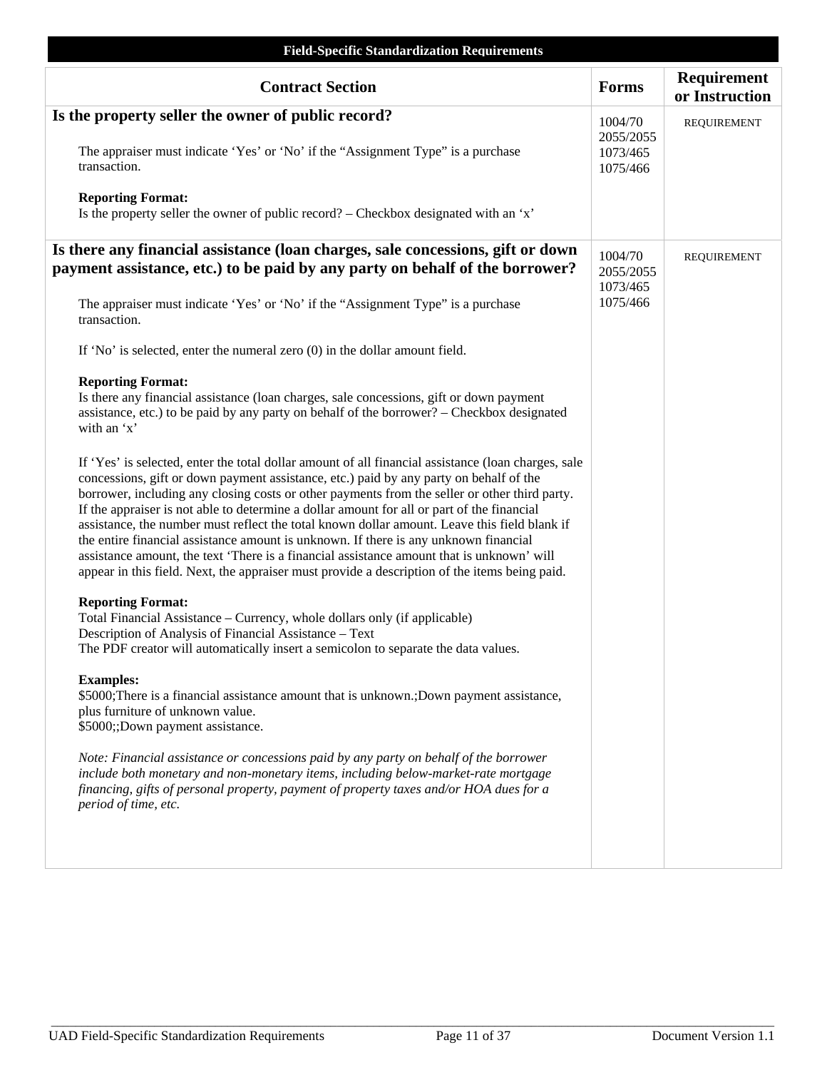**Field-Specific Standardization Requirements**

| Contract Section | Forms | Requirement or Instruction |
|---|---|---|
| **Is the property seller the owner of public record?**<br><br>The appraiser must indicate 'Yes' or 'No' if the "Assignment Type" is a purchase transaction.<br><br>**Reporting Format:**<br>Is the property seller the owner of public record? – Checkbox designated with an 'x' | 1004/70<br>2055/2055<br>1073/465<br>1075/466 | REQUIREMENT |
| **Is there any financial assistance (loan charges, sale concessions, gift or down payment assistance, etc.) to be paid by any party on behalf of the borrower?**<br><br>The appraiser must indicate 'Yes' or 'No' if the "Assignment Type" is a purchase transaction.<br><br>If 'No' is selected, enter the numeral zero (0) in the dollar amount field.<br><br>**Reporting Format:**<br>Is there any financial assistance (loan charges, sale concessions, gift or down payment assistance, etc.) to be paid by any party on behalf of the borrower? – Checkbox designated with an 'x'<br><br>If 'Yes' is selected, enter the total dollar amount of all financial assistance (loan charges, sale concessions, gift or down payment assistance, etc.) paid by any party on behalf of the borrower, including any closing costs or other payments from the seller or other third party. If the appraiser is not able to determine a dollar amount for all or part of the financial assistance, the number must reflect the total known dollar amount. Leave this field blank if the entire financial assistance amount is unknown. If there is any unknown financial assistance amount, the text 'There is a financial assistance amount that is unknown' will appear in this field. Next, the appraiser must provide a description of the items being paid.<br><br>**Reporting Format:**<br>Total Financial Assistance – Currency, whole dollars only (if applicable)<br>Description of Analysis of Financial Assistance – Text<br>The PDF creator will automatically insert a semicolon to separate the data values.<br><br>**Examples:**<br>$5000;There is a financial assistance amount that is unknown.;Down payment assistance, plus furniture of unknown value.<br>$5000;;Down payment assistance.<br><br>*Note: Financial assistance or concessions paid by any party on behalf of the borrower include both monetary and non-monetary items, including below-market-rate mortgage financing, gifts of personal property, payment of property taxes and/or HOA dues for a period of time, etc.* | 1004/70<br>2055/2055<br>1073/465<br>1075/466 | REQUIREMENT |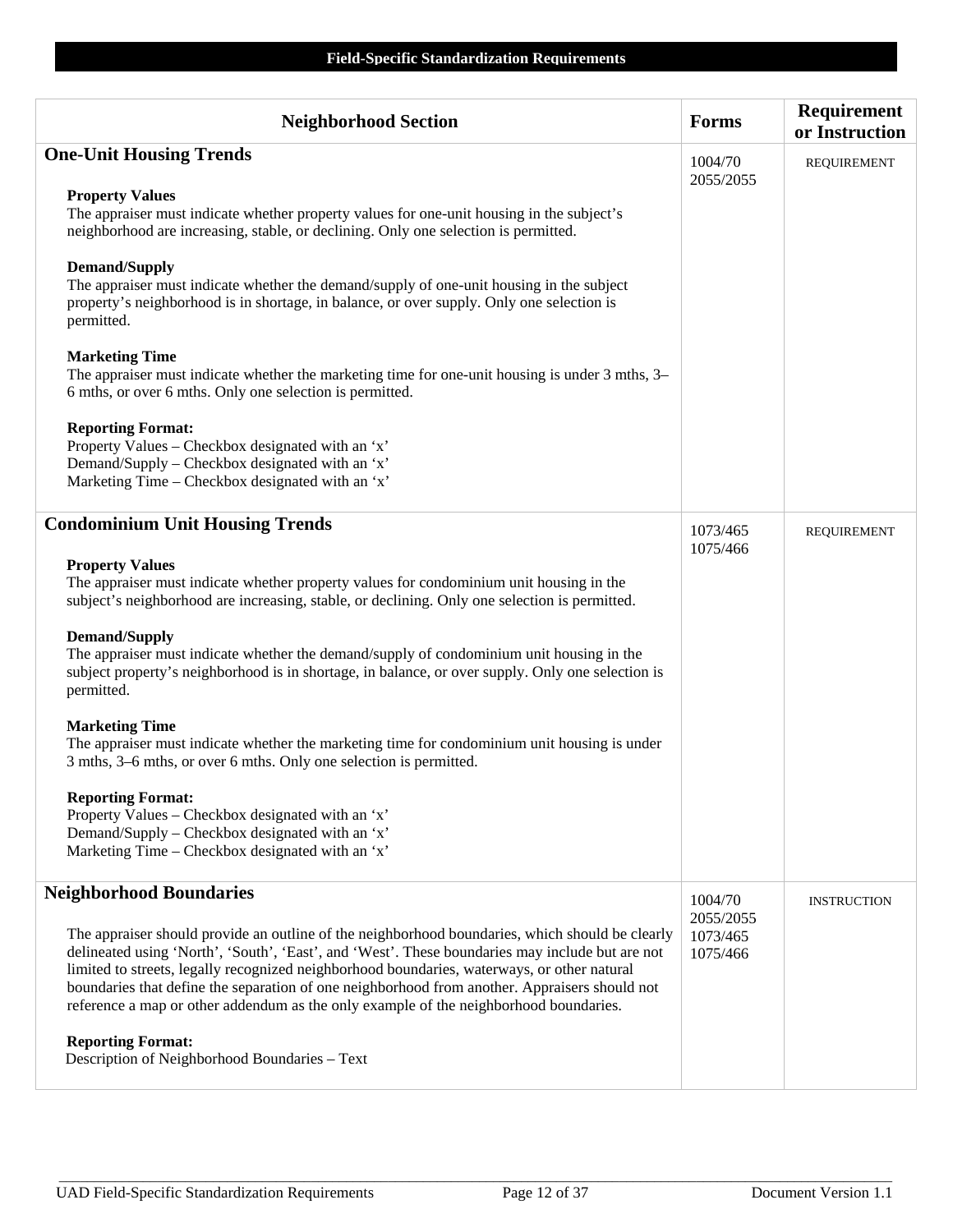**Field-Specific Standardization Requirements**

| Neighborhood Section | Forms | Requirement or Instruction |
|---|---|---|
| **One-Unit Housing Trends**<br><br>**Property Values**<br>The appraiser must indicate whether property values for one-unit housing in the subject's neighborhood are increasing, stable, or declining. Only one selection is permitted.<br><br>**Demand/Supply**<br>The appraiser must indicate whether the demand/supply of one-unit housing in the subject property's neighborhood is in shortage, in balance, or over supply. Only one selection is permitted.<br><br>**Marketing Time**<br>The appraiser must indicate whether the marketing time for one-unit housing is under 3 mths, 3–6 mths, or over 6 mths. Only one selection is permitted.<br><br>**Reporting Format:**<br>Property Values – Checkbox designated with an 'x'<br>Demand/Supply – Checkbox designated with an 'x'<br>Marketing Time – Checkbox designated with an 'x' | 1004/70<br>2055/2055 | REQUIREMENT |
| **Condominium Unit Housing Trends**<br><br>**Property Values**<br>The appraiser must indicate whether property values for condominium unit housing in the subject's neighborhood are increasing, stable, or declining. Only one selection is permitted.<br><br>**Demand/Supply**<br>The appraiser must indicate whether the demand/supply of condominium unit housing in the subject property's neighborhood is in shortage, in balance, or over supply. Only one selection is permitted.<br><br>**Marketing Time**<br>The appraiser must indicate whether the marketing time for condominium unit housing is under 3 mths, 3–6 mths, or over 6 mths. Only one selection is permitted.<br><br>**Reporting Format:**<br>Property Values – Checkbox designated with an 'x'<br>Demand/Supply – Checkbox designated with an 'x'<br>Marketing Time – Checkbox designated with an 'x' | 1073/465<br>1075/466 | REQUIREMENT |
| **Neighborhood Boundaries**<br><br>The appraiser should provide an outline of the neighborhood boundaries, which should be clearly delineated using 'North', 'South', 'East', and 'West'. These boundaries may include but are not limited to streets, legally recognized neighborhood boundaries, waterways, or other natural boundaries that define the separation of one neighborhood from another. Appraisers should not reference a map or other addendum as the only example of the neighborhood boundaries.<br><br>**Reporting Format:**<br>Description of Neighborhood Boundaries – Text | 1004/70<br>2055/2055<br>1073/465<br>1075/466 | INSTRUCTION |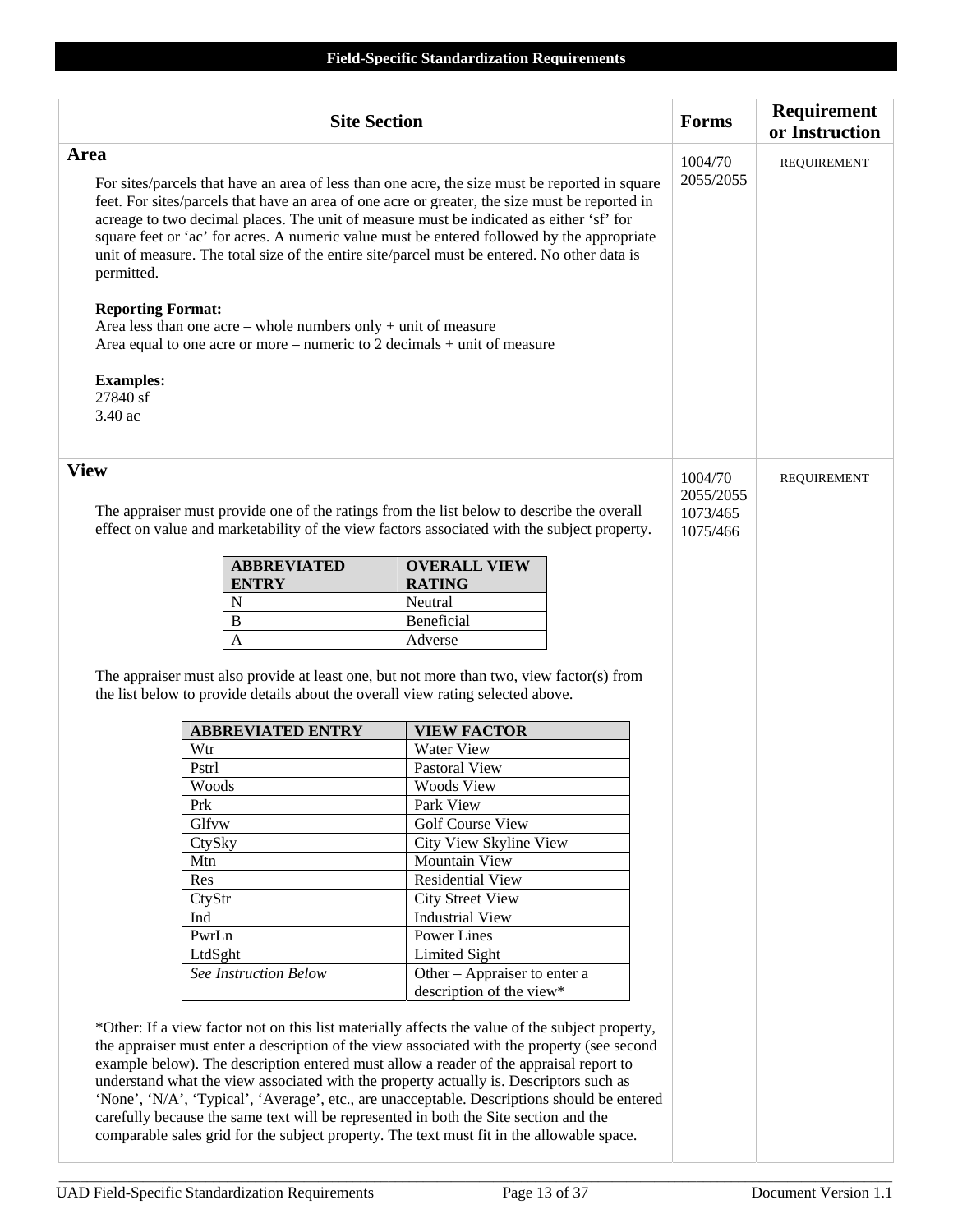**Field-Specific Standardization Requirements**

| Site Section | Forms | Requirement or Instruction |
|---|---|---|
| **Area**<br><br>For sites/parcels that have an area of less than one acre, the size must be reported in square feet. For sites/parcels that have an area of one acre or greater, the size must be reported in acreage to two decimal places. The unit of measure must be indicated as either ‘sf’ for square feet or ‘ac’ for acres. A numeric value must be entered followed by the appropriate unit of measure. The total size of the entire site/parcel must be entered. No other data is permitted.<br><br>**Reporting Format:**<br>Area less than one acre – whole numbers only + unit of measure<br>Area equal to one acre or more – numeric to 2 decimals + unit of measure<br><br>**Examples:**<br>27840 sf<br>3.40 ac | 1004/70<br>2055/2055 | REQUIREMENT |
| **View**<br><br>The appraiser must provide one of the ratings from the list below to describe the overall effect on value and marketability of the view factors associated with the subject property. | 1004/70<br>2055/2055<br>1073/465<br>1075/466 | REQUIREMENT |

| ABBREVIATED ENTRY | OVERALL VIEW RATING |
|---|---|
| N | Neutral |
| B | Beneficial |
| A | Adverse |

The appraiser must also provide at least one, but not more than two, view factor(s) from the list below to provide details about the overall view rating selected above.

| ABBREVIATED ENTRY | VIEW FACTOR |
|---|---|
| Wtr | Water View |
| Pstrl | Pastoral View |
| Woods | Woods View |
| Prk | Park View |
| Glfvw | Golf Course View |
| CtySky | City View Skyline View |
| Mtn | Mountain View |
| Res | Residential View |
| CtyStr | City Street View |
| Ind | Industrial View |
| PwrLn | Power Lines |
| LtdSght | Limited Sight |
| *See Instruction Below* | Other – Appraiser to enter a description of the view* |

*Other: If a view factor not on this list materially affects the value of the subject property, the appraiser must enter a description of the view associated with the property (see second example below). The description entered must allow a reader of the appraisal report to understand what the view associated with the property actually is. Descriptors such as ‘None’, ‘N/A’, ‘Typical’, ‘Average’, etc., are unacceptable. Descriptions should be entered carefully because the same text will be represented in both the Site section and the comparable sales grid for the subject property. The text must fit in the allowable space.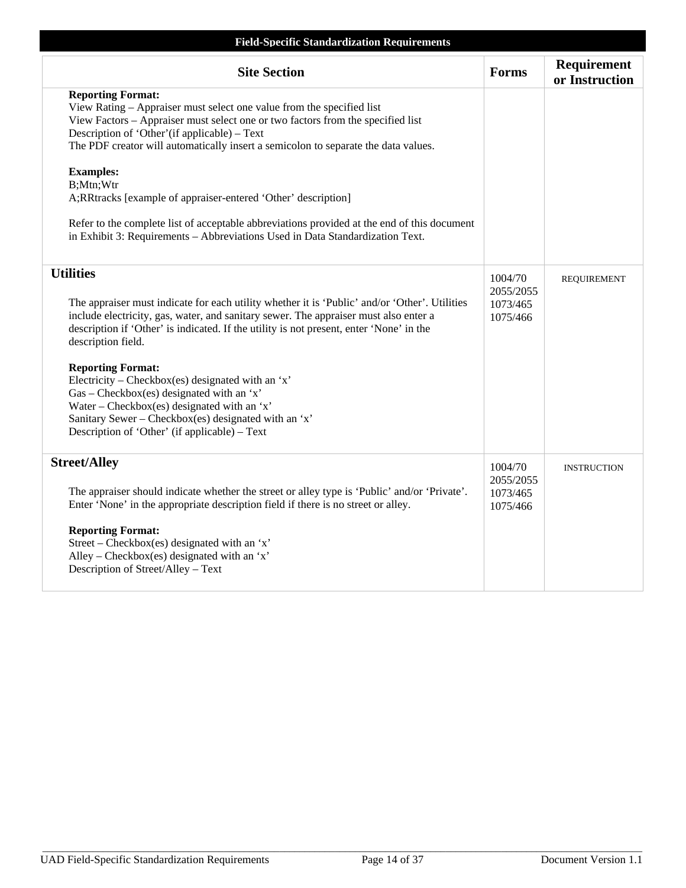**Field-Specific Standardization Requirements**

| Site Section | Forms | Requirement or Instruction |
|---|---|---|
| **Reporting Format:**<br>View Rating – Appraiser must select one value from the specified list<br>View Factors – Appraiser must select one or two factors from the specified list<br>Description of ‘Other’(if applicable) – Text<br>The PDF creator will automatically insert a semicolon to separate the data values.<br><br>**Examples:**<br>B;Mtn;Wtr<br>A;RRtracks [example of appraiser-entered ‘Other’ description]<br><br>Refer to the complete list of acceptable abbreviations provided at the end of this document in Exhibit 3: Requirements – Abbreviations Used in Data Standardization Text. | | |
| **Utilities**<br><br>The appraiser must indicate for each utility whether it is ‘Public’ and/or ‘Other’. Utilities include electricity, gas, water, and sanitary sewer. The appraiser must also enter a description if ‘Other’ is indicated. If the utility is not present, enter ‘None’ in the description field.<br><br>**Reporting Format:**<br>Electricity – Checkbox(es) designated with an ‘x’<br>Gas – Checkbox(es) designated with an ‘x’<br>Water – Checkbox(es) designated with an ‘x’<br>Sanitary Sewer – Checkbox(es) designated with an ‘x’<br>Description of ‘Other’ (if applicable) – Text | 1004/70<br>2055/2055<br>1073/465<br>1075/466 | REQUIREMENT |
| **Street/Alley**<br><br>The appraiser should indicate whether the street or alley type is ‘Public’ and/or ‘Private’. Enter ‘None’ in the appropriate description field if there is no street or alley.<br><br>**Reporting Format:**<br>Street – Checkbox(es) designated with an ‘x’<br>Alley – Checkbox(es) designated with an ‘x’<br>Description of Street/Alley – Text | 1004/70<br>2055/2055<br>1073/465<br>1075/466 | INSTRUCTION |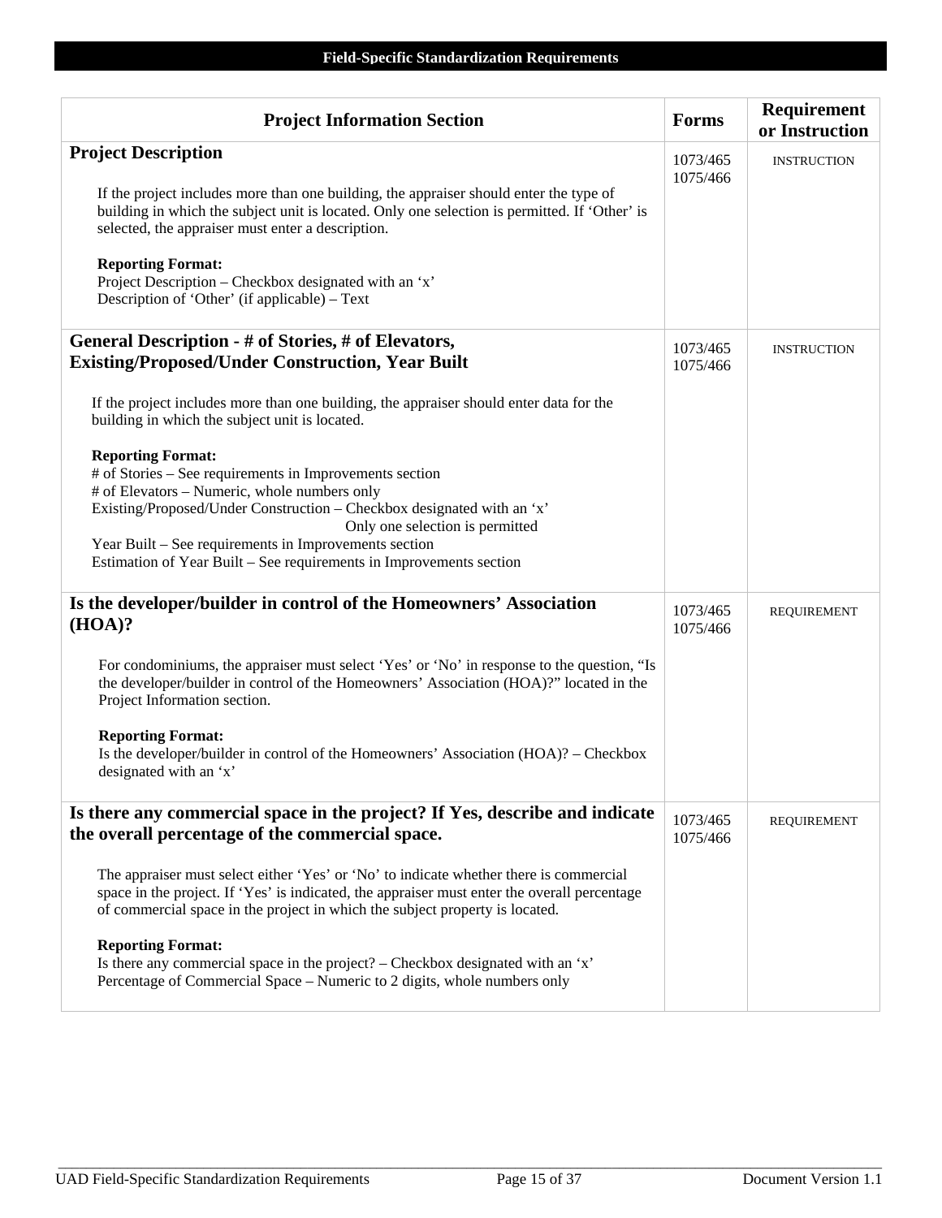## Field-Specific Standardization Requirements

| Project Information Section | Forms | Requirement or Instruction |
|---|---|---|
| **Project Description**<br><br>If the project includes more than one building, the appraiser should enter the type of building in which the subject unit is located. Only one selection is permitted. If 'Other' is selected, the appraiser must enter a description.<br><br>**Reporting Format:**<br>Project Description – Checkbox designated with an 'x'<br>Description of 'Other' (if applicable) – Text | 1073/465<br>1075/466 | INSTRUCTION |
| **General Description - # of Stories, # of Elevators, Existing/Proposed/Under Construction, Year Built**<br><br>If the project includes more than one building, the appraiser should enter data for the building in which the subject unit is located.<br><br>**Reporting Format:**<br># of Stories – See requirements in Improvements section<br># of Elevators – Numeric, whole numbers only<br>Existing/Proposed/Under Construction – Checkbox designated with an 'x'<br>Only one selection is permitted<br>Year Built – See requirements in Improvements section<br>Estimation of Year Built – See requirements in Improvements section | 1073/465<br>1075/466 | INSTRUCTION |
| **Is the developer/builder in control of the Homeowners' Association (HOA)?**<br><br>For condominiums, the appraiser must select 'Yes' or 'No' in response to the question, "Is the developer/builder in control of the Homeowners' Association (HOA)?" located in the Project Information section.<br><br>**Reporting Format:**<br>Is the developer/builder in control of the Homeowners' Association (HOA)? – Checkbox designated with an 'x' | 1073/465<br>1075/466 | REQUIREMENT |
| **Is there any commercial space in the project? If Yes, describe and indicate the overall percentage of the commercial space.**<br><br>The appraiser must select either 'Yes' or 'No' to indicate whether there is commercial space in the project. If 'Yes' is indicated, the appraiser must enter the overall percentage of commercial space in the project in which the subject property is located.<br><br>**Reporting Format:**<br>Is there any commercial space in the project? – Checkbox designated with an 'x'<br>Percentage of Commercial Space – Numeric to 2 digits, whole numbers only | 1073/465<br>1075/466 | REQUIREMENT |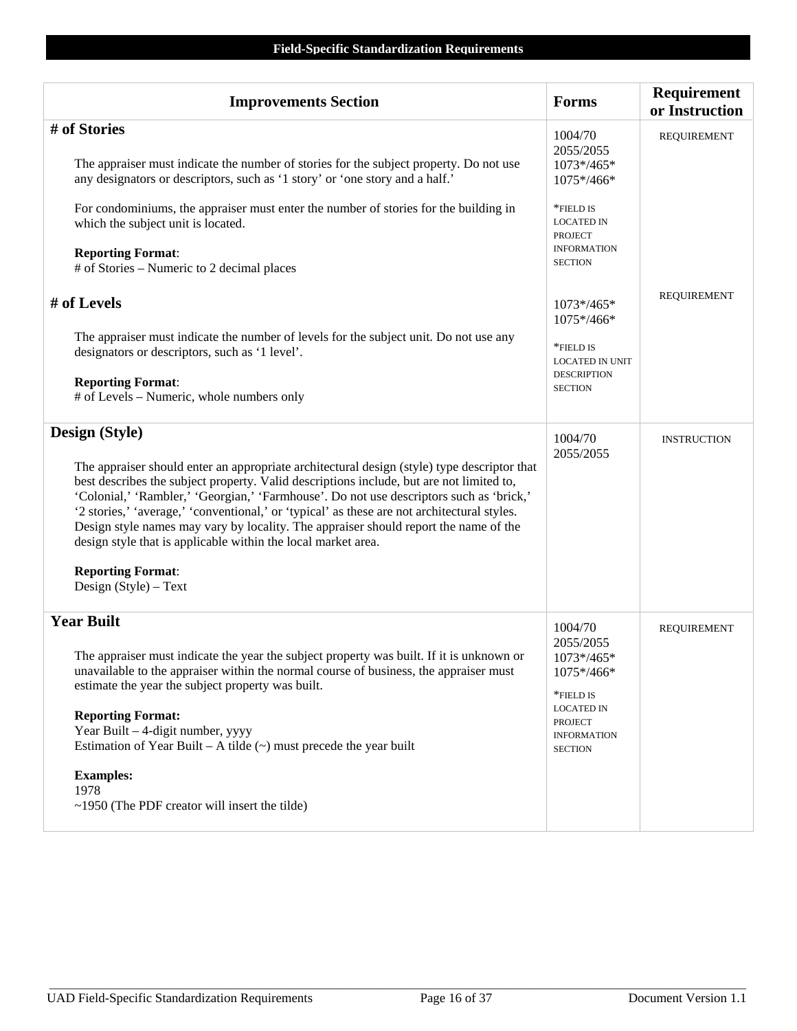## Field-Specific Standardization Requirements

| Improvements Section | Forms | Requirement or Instruction |
|---|---|---|
| **# of Stories**<br><br>The appraiser must indicate the number of stories for the subject property. Do not use any designators or descriptors, such as '1 story' or 'one story and a half.'<br><br>For condominiums, the appraiser must enter the number of stories for the building in which the subject unit is located.<br><br>**Reporting Format**:<br># of Stories – Numeric to 2 decimal places | 1004/70<br>2055/2055<br>1073*/465*<br>1075*/466*<br><br>*FIELD IS LOCATED IN PROJECT INFORMATION SECTION | REQUIREMENT |
| **# of Levels**<br><br>The appraiser must indicate the number of levels for the subject unit. Do not use any designators or descriptors, such as '1 level'.<br><br>**Reporting Format**:<br># of Levels – Numeric, whole numbers only | 1073*/465*<br>1075*/466*<br><br>*FIELD IS LOCATED IN UNIT DESCRIPTION SECTION | REQUIREMENT |
| **Design (Style)**<br><br>The appraiser should enter an appropriate architectural design (style) type descriptor that best describes the subject property. Valid descriptions include, but are not limited to, 'Colonial,' 'Rambler,' 'Georgian,' 'Farmhouse'. Do not use descriptors such as 'brick,' '2 stories,' 'average,' 'conventional,' or 'typical' as these are not architectural styles. Design style names may vary by locality. The appraiser should report the name of the design style that is applicable within the local market area.<br><br>**Reporting Format**:<br>Design (Style) – Text | 1004/70<br>2055/2055 | INSTRUCTION |
| **Year Built**<br><br>The appraiser must indicate the year the subject property was built. If it is unknown or unavailable to the appraiser within the normal course of business, the appraiser must estimate the year the subject property was built.<br><br>**Reporting Format:**<br>Year Built – 4-digit number, yyyy<br>Estimation of Year Built – A tilde (~) must precede the year built<br><br>**Examples:**<br>1978<br>~1950 (The PDF creator will insert the tilde) | 1004/70<br>2055/2055<br>1073*/465*<br>1075*/466*<br><br>*FIELD IS LOCATED IN PROJECT INFORMATION SECTION | REQUIREMENT |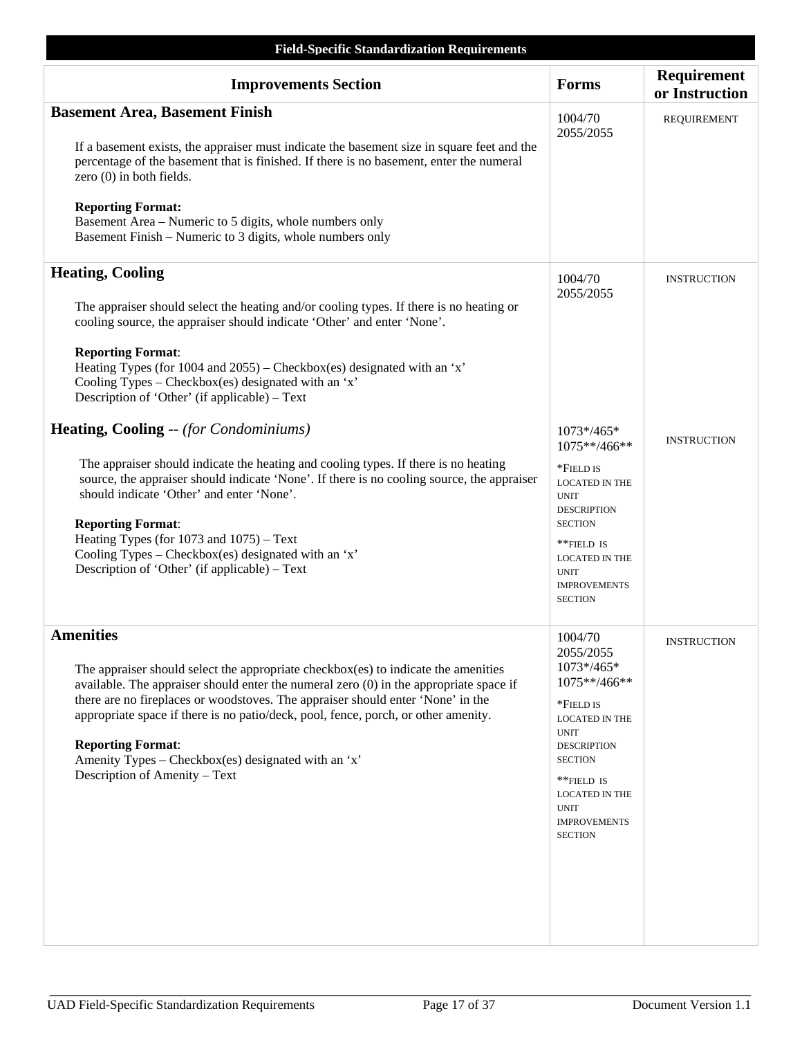**Field-Specific Standardization Requirements**

| Improvements Section | Forms | Requirement or Instruction |
|---|---|---|
| **Basement Area, Basement Finish**<br><br>If a basement exists, the appraiser must indicate the basement size in square feet and the percentage of the basement that is finished. If there is no basement, enter the numeral zero (0) in both fields.<br><br>**Reporting Format:**<br>Basement Area – Numeric to 5 digits, whole numbers only<br>Basement Finish – Numeric to 3 digits, whole numbers only | 1004/70<br>2055/2055 | REQUIREMENT |
| **Heating, Cooling**<br><br>The appraiser should select the heating and/or cooling types. If there is no heating or cooling source, the appraiser should indicate 'Other' and enter 'None'.<br><br>**Reporting Format**:<br>Heating Types (for 1004 and 2055) – Checkbox(es) designated with an 'x'<br>Cooling Types – Checkbox(es) designated with an 'x'<br>Description of 'Other' (if applicable) – Text | 1004/70<br>2055/2055 | INSTRUCTION |
| **Heating, Cooling --** *(for Condominiums)*<br><br>The appraiser should indicate the heating and cooling types. If there is no heating source, the appraiser should indicate 'None'. If there is no cooling source, the appraiser should indicate 'Other' and enter 'None'.<br><br>**Reporting Format**:<br>Heating Types (for 1073 and 1075) – Text<br>Cooling Types – Checkbox(es) designated with an 'x'<br>Description of 'Other' (if applicable) – Text | 1073*/465*<br>1075**/466**<br><br>*FIELD IS LOCATED IN THE UNIT DESCRIPTION SECTION<br><br>**FIELD IS LOCATED IN THE UNIT IMPROVEMENTS SECTION | INSTRUCTION |
| **Amenities**<br><br>The appraiser should select the appropriate checkbox(es) to indicate the amenities available. The appraiser should enter the numeral zero (0) in the appropriate space if there are no fireplaces or woodstoves. The appraiser should enter 'None' in the appropriate space if there is no patio/deck, pool, fence, porch, or other amenity.<br><br>**Reporting Format**:<br>Amenity Types – Checkbox(es) designated with an 'x'<br>Description of Amenity – Text | 1004/70<br>2055/2055<br>1073*/465*<br>1075**/466**<br><br>*FIELD IS LOCATED IN THE UNIT DESCRIPTION SECTION<br><br>**FIELD IS LOCATED IN THE UNIT IMPROVEMENTS SECTION | INSTRUCTION |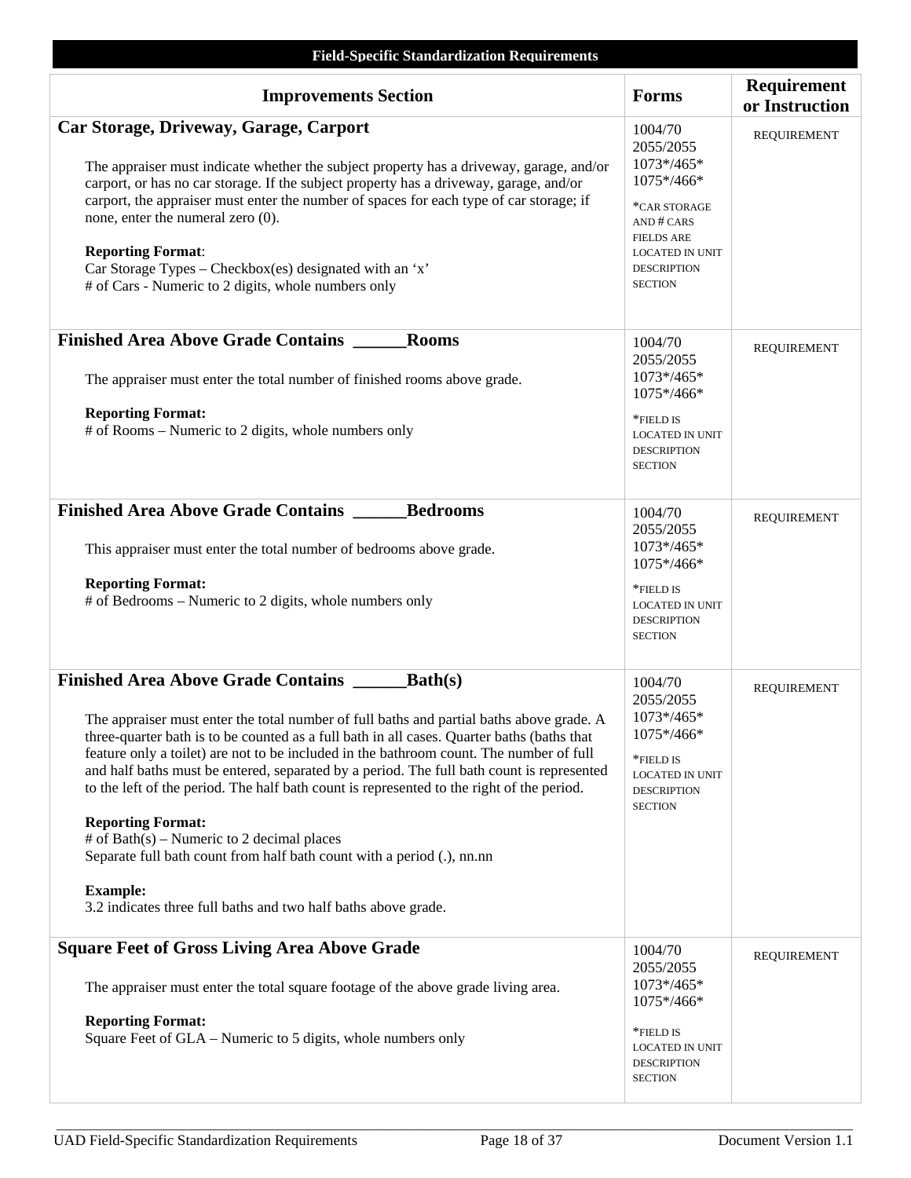**Field-Specific Standardization Requirements**

| Improvements Section | Forms | Requirement or Instruction |
|---|---|---|
| **Car Storage, Driveway, Garage, Carport**<br><br>The appraiser must indicate whether the subject property has a driveway, garage, and/or carport, or has no car storage. If the subject property has a driveway, garage, and/or carport, the appraiser must enter the number of spaces for each type of car storage; if none, enter the numeral zero (0).<br><br>**Reporting Format**:<br>Car Storage Types – Checkbox(es) designated with an 'x'<br># of Cars - Numeric to 2 digits, whole numbers only | 1004/70<br>2055/2055<br>1073*/465*<br>1075*/466*<br><br>*CAR STORAGE AND # CARS FIELDS ARE LOCATED IN UNIT DESCRIPTION SECTION | REQUIREMENT |
| **Finished Area Above Grade Contains ______Rooms**<br><br>The appraiser must enter the total number of finished rooms above grade.<br><br>**Reporting Format:**<br># of Rooms – Numeric to 2 digits, whole numbers only | 1004/70<br>2055/2055<br>1073*/465*<br>1075*/466*<br><br>*FIELD IS LOCATED IN UNIT DESCRIPTION SECTION | REQUIREMENT |
| **Finished Area Above Grade Contains ______Bedrooms**<br><br>This appraiser must enter the total number of bedrooms above grade.<br><br>**Reporting Format:**<br># of Bedrooms – Numeric to 2 digits, whole numbers only | 1004/70<br>2055/2055<br>1073*/465*<br>1075*/466*<br><br>*FIELD IS LOCATED IN UNIT DESCRIPTION SECTION | REQUIREMENT |
| **Finished Area Above Grade Contains ______Bath(s)**<br><br>The appraiser must enter the total number of full baths and partial baths above grade. A three-quarter bath is to be counted as a full bath in all cases. Quarter baths (baths that feature only a toilet) are not to be included in the bathroom count. The number of full and half baths must be entered, separated by a period. The full bath count is represented to the left of the period. The half bath count is represented to the right of the period.<br><br>**Reporting Format:**<br># of Bath(s) – Numeric to 2 decimal places<br>Separate full bath count from half bath count with a period (.), nn.nn<br><br>**Example:**<br>3.2 indicates three full baths and two half baths above grade. | 1004/70<br>2055/2055<br>1073*/465*<br>1075*/466*<br><br>*FIELD IS LOCATED IN UNIT DESCRIPTION SECTION | REQUIREMENT |
| **Square Feet of Gross Living Area Above Grade**<br><br>The appraiser must enter the total square footage of the above grade living area.<br><br>**Reporting Format:**<br>Square Feet of GLA – Numeric to 5 digits, whole numbers only | 1004/70<br>2055/2055<br>1073*/465*<br>1075*/466*<br><br>*FIELD IS LOCATED IN UNIT DESCRIPTION SECTION | REQUIREMENT |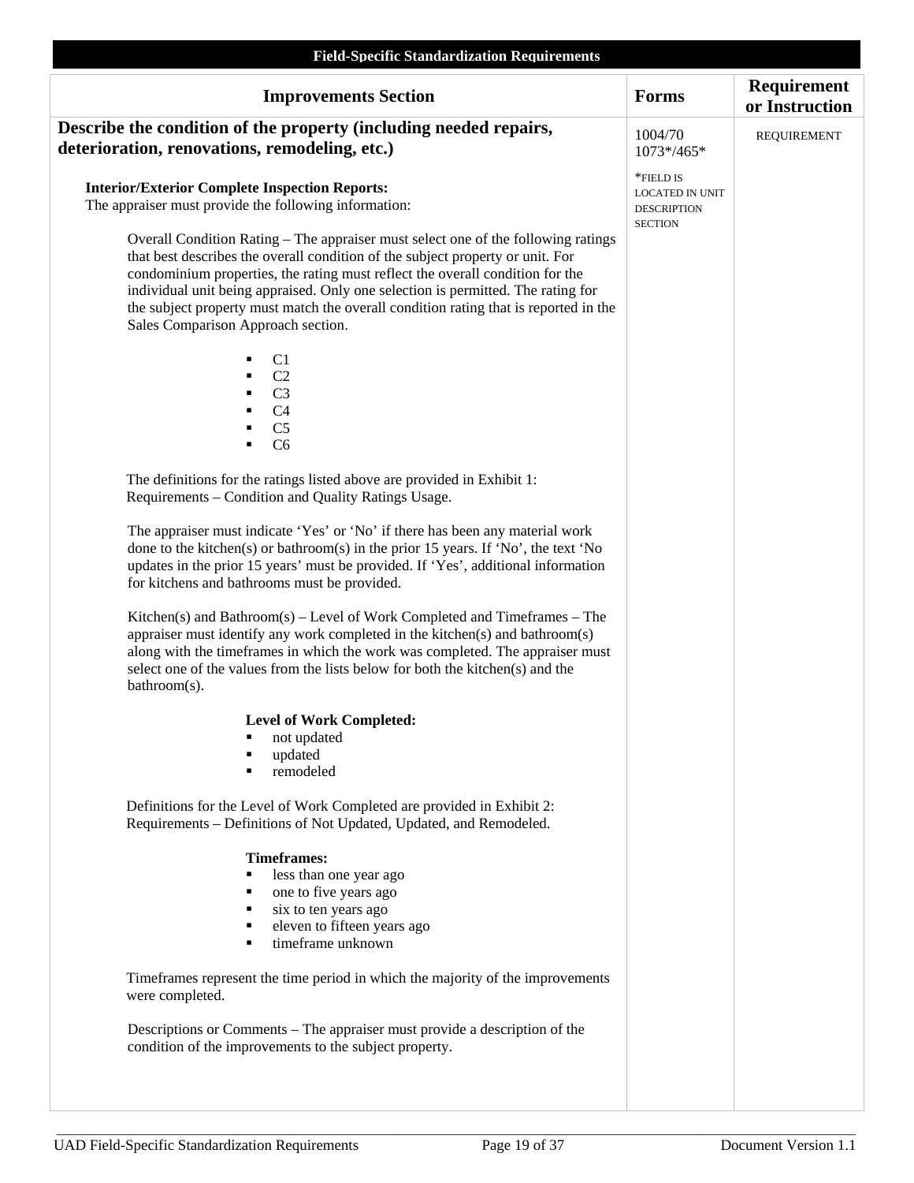**Field-Specific Standardization Requirements**

| Improvements Section | Forms | Requirement or Instruction |
|---|---|---|
| **Describe the condition of the property (including needed repairs, deterioration, renovations, remodeling, etc.)** | 1004/70 1073*/465* *FIELD IS LOCATED IN UNIT DESCRIPTION SECTION | REQUIREMENT |

**Interior/Exterior Complete Inspection Reports:**
The appraiser must provide the following information:

Overall Condition Rating – The appraiser must select one of the following ratings that best describes the overall condition of the subject property or unit. For condominium properties, the rating must reflect the overall condition for the individual unit being appraised. Only one selection is permitted. The rating for the subject property must match the overall condition rating that is reported in the Sales Comparison Approach section.

- C1
- C2
- C3
- C4
- C5
- C6

The definitions for the ratings listed above are provided in Exhibit 1: Requirements – Condition and Quality Ratings Usage.

The appraiser must indicate 'Yes' or 'No' if there has been any material work done to the kitchen(s) or bathroom(s) in the prior 15 years. If 'No', the text 'No updates in the prior 15 years' must be provided. If 'Yes', additional information for kitchens and bathrooms must be provided.

Kitchen(s) and Bathroom(s) – Level of Work Completed and Timeframes – The appraiser must identify any work completed in the kitchen(s) and bathroom(s) along with the timeframes in which the work was completed. The appraiser must select one of the values from the lists below for both the kitchen(s) and the bathroom(s).

**Level of Work Completed:**
- not updated
- updated
- remodeled

Definitions for the Level of Work Completed are provided in Exhibit 2: Requirements – Definitions of Not Updated, Updated, and Remodeled.

**Timeframes:**
- less than one year ago
- one to five years ago
- six to ten years ago
- eleven to fifteen years ago
- timeframe unknown

Timeframes represent the time period in which the majority of the improvements were completed.

Descriptions or Comments – The appraiser must provide a description of the condition of the improvements to the subject property.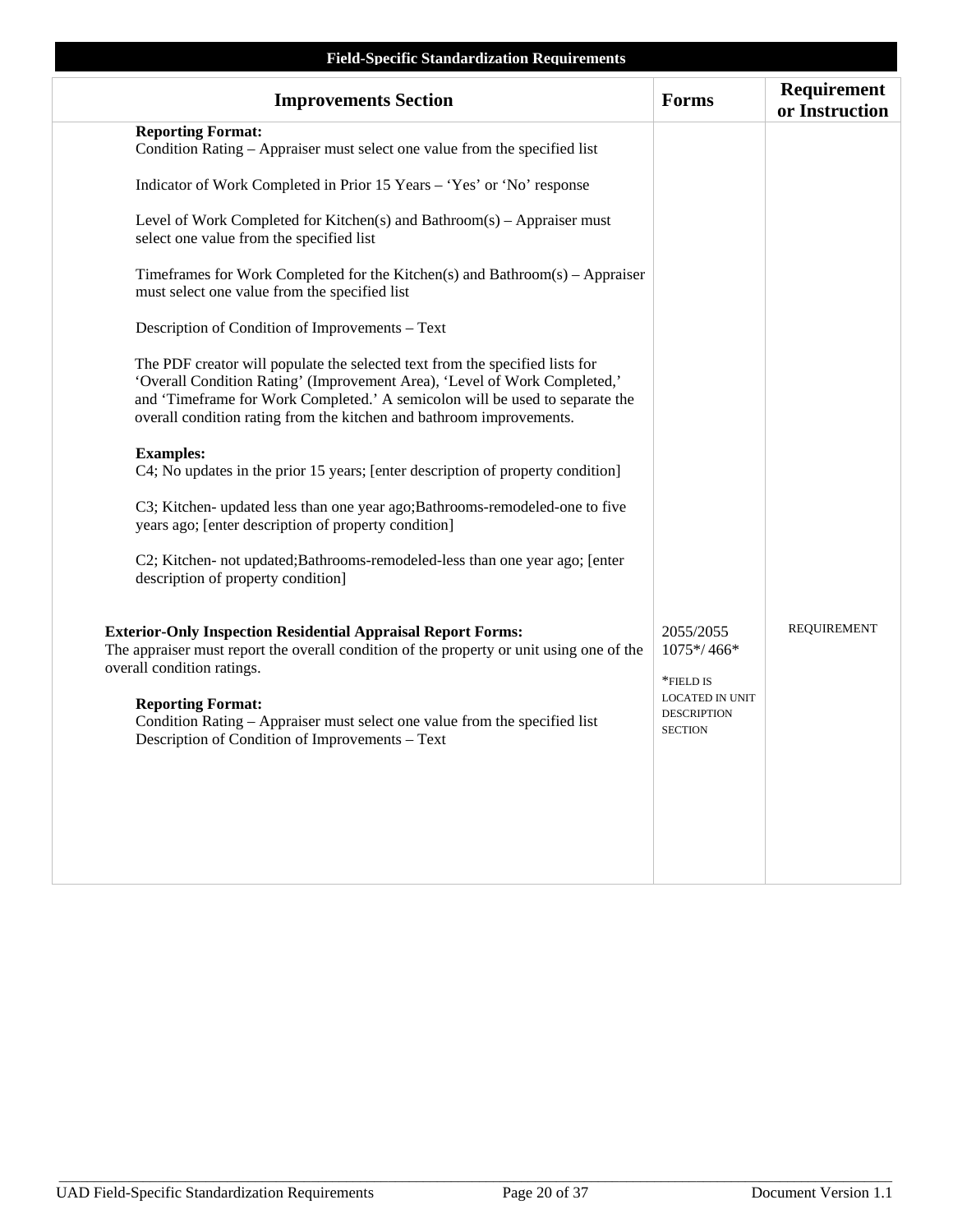**Field-Specific Standardization Requirements**

| Improvements Section | Forms | Requirement or Instruction |
|---|---|---|
| **Reporting Format:**<br>Condition Rating – Appraiser must select one value from the specified list<br><br>Indicator of Work Completed in Prior 15 Years – 'Yes' or 'No' response<br><br>Level of Work Completed for Kitchen(s) and Bathroom(s) – Appraiser must select one value from the specified list<br><br>Timeframes for Work Completed for the Kitchen(s) and Bathroom(s) – Appraiser must select one value from the specified list<br><br>Description of Condition of Improvements – Text<br><br>The PDF creator will populate the selected text from the specified lists for 'Overall Condition Rating' (Improvement Area), 'Level of Work Completed,' and 'Timeframe for Work Completed.' A semicolon will be used to separate the overall condition rating from the kitchen and bathroom improvements.<br><br>**Examples:**<br>C4; No updates in the prior 15 years; [enter description of property condition]<br><br>C3; Kitchen- updated less than one year ago;Bathrooms-remodeled-one to five years ago; [enter description of property condition]<br><br>C2; Kitchen- not updated;Bathrooms-remodeled-less than one year ago; [enter description of property condition] | | |
| **Exterior-Only Inspection Residential Appraisal Report Forms:**<br>The appraiser must report the overall condition of the property or unit using one of the overall condition ratings.<br><br>**Reporting Format:**<br>Condition Rating – Appraiser must select one value from the specified list<br>Description of Condition of Improvements – Text | 2055/2055 1075*/ 466*<br><br>*FIELD IS LOCATED IN UNIT DESCRIPTION SECTION | REQUIREMENT |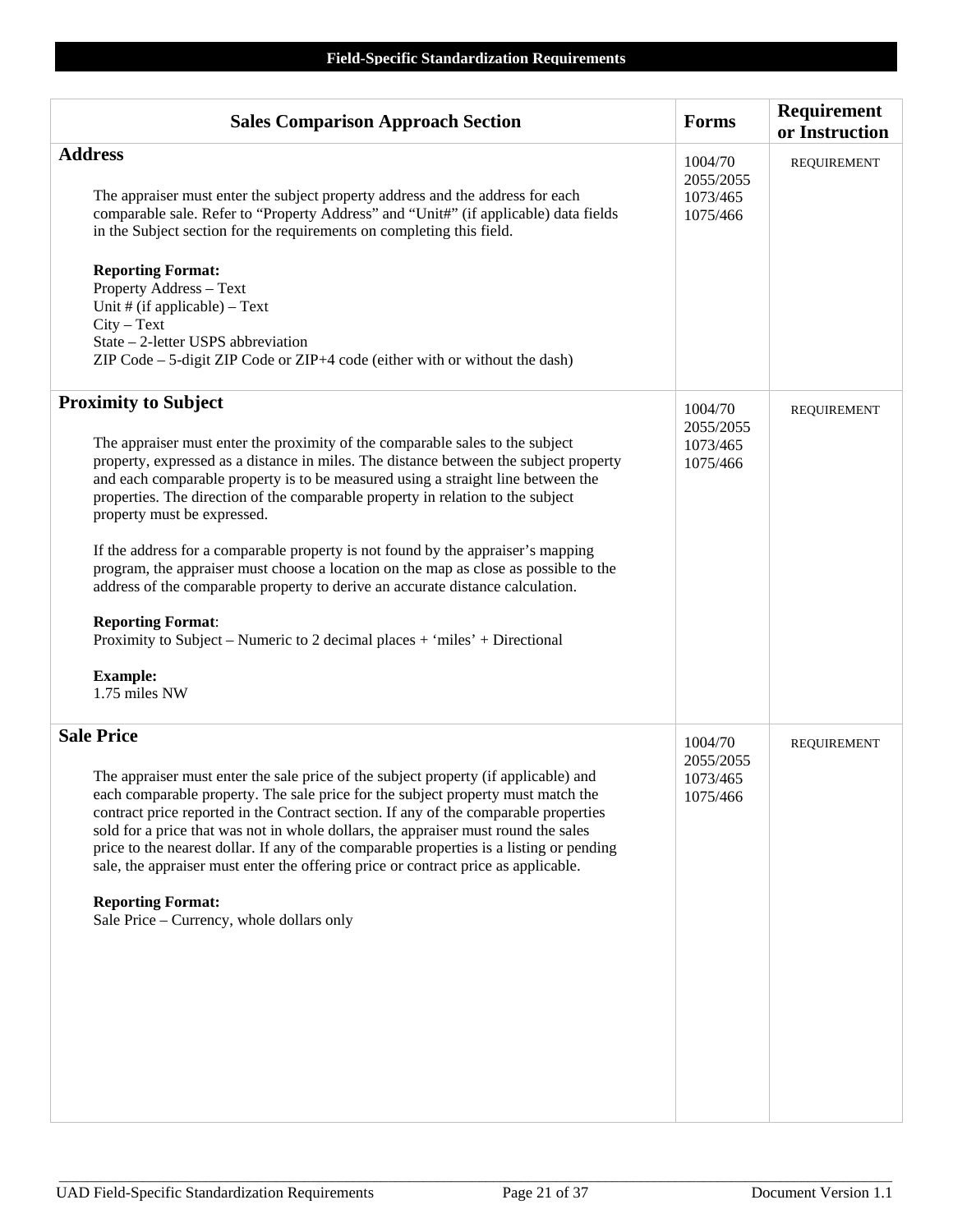## Field-Specific Standardization Requirements

| Sales Comparison Approach Section | Forms | Requirement or Instruction |
|---|---|---|
| **Address**<br><br>The appraiser must enter the subject property address and the address for each comparable sale. Refer to "Property Address" and "Unit#" (if applicable) data fields in the Subject section for the requirements on completing this field.<br><br>**Reporting Format:**<br>Property Address – Text<br>Unit # (if applicable) – Text<br>City – Text<br>State – 2-letter USPS abbreviation<br>ZIP Code – 5-digit ZIP Code or ZIP+4 code (either with or without the dash) | 1004/70<br>2055/2055<br>1073/465<br>1075/466 | REQUIREMENT |
| **Proximity to Subject**<br><br>The appraiser must enter the proximity of the comparable sales to the subject property, expressed as a distance in miles. The distance between the subject property and each comparable property is to be measured using a straight line between the properties. The direction of the comparable property in relation to the subject property must be expressed.<br><br>If the address for a comparable property is not found by the appraiser's mapping program, the appraiser must choose a location on the map as close as possible to the address of the comparable property to derive an accurate distance calculation.<br><br>**Reporting Format**:<br>Proximity to Subject – Numeric to 2 decimal places + 'miles' + Directional<br><br>**Example:**<br>1.75 miles NW | 1004/70<br>2055/2055<br>1073/465<br>1075/466 | REQUIREMENT |
| **Sale Price**<br><br>The appraiser must enter the sale price of the subject property (if applicable) and each comparable property. The sale price for the subject property must match the contract price reported in the Contract section. If any of the comparable properties sold for a price that was not in whole dollars, the appraiser must round the sales price to the nearest dollar. If any of the comparable properties is a listing or pending sale, the appraiser must enter the offering price or contract price as applicable.<br><br>**Reporting Format:**<br>Sale Price – Currency, whole dollars only | 1004/70<br>2055/2055<br>1073/465<br>1075/466 | REQUIREMENT |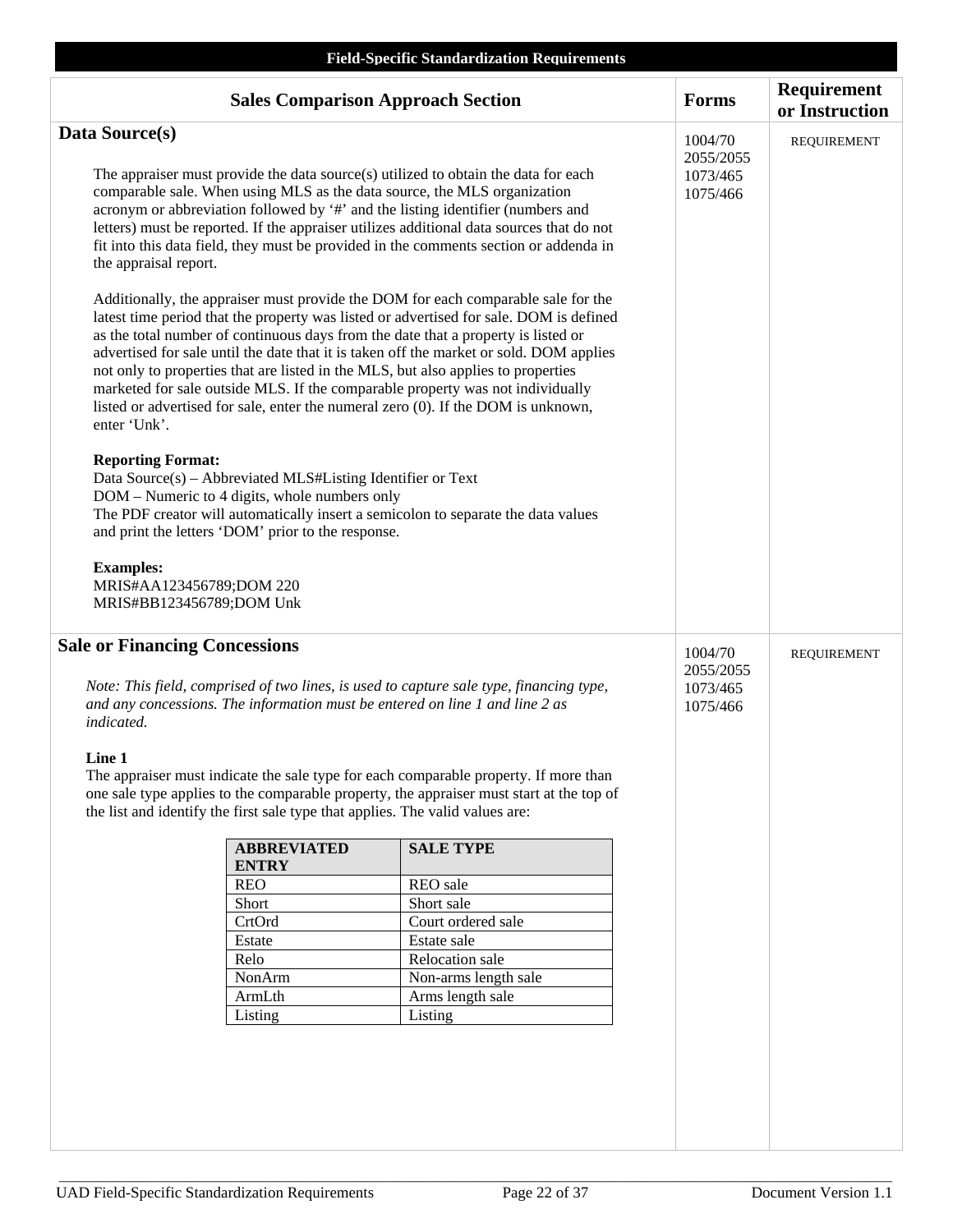**Field-Specific Standardization Requirements**

| Sales Comparison Approach Section | Forms | Requirement or Instruction |
|---|---|---|
| **Data Source(s)**<br><br>The appraiser must provide the data source(s) utilized to obtain the data for each comparable sale. When using MLS as the data source, the MLS organization acronym or abbreviation followed by '#' and the listing identifier (numbers and letters) must be reported. If the appraiser utilizes additional data sources that do not fit into this data field, they must be provided in the comments section or addenda in the appraisal report.<br><br>Additionally, the appraiser must provide the DOM for each comparable sale for the latest time period that the property was listed or advertised for sale. DOM is defined as the total number of continuous days from the date that a property is listed or advertised for sale until the date that it is taken off the market or sold. DOM applies not only to properties that are listed in the MLS, but also applies to properties marketed for sale outside MLS. If the comparable property was not individually listed or advertised for sale, enter the numeral zero (0). If the DOM is unknown, enter 'Unk'.<br><br>**Reporting Format:**<br>Data Source(s) – Abbreviated MLS#Listing Identifier or Text<br>DOM – Numeric to 4 digits, whole numbers only<br>The PDF creator will automatically insert a semicolon to separate the data values and print the letters 'DOM' prior to the response.<br><br>**Examples:**<br>MRIS#AA123456789;DOM 220<br>MRIS#BB123456789;DOM Unk | 1004/70<br>2055/2055<br>1073/465<br>1075/466 | REQUIREMENT |
| **Sale or Financing Concessions**<br><br>*Note: This field, comprised of two lines, is used to capture sale type, financing type, and any concessions. The information must be entered on line 1 and line 2 as indicated.*<br><br>**Line 1**<br>The appraiser must indicate the sale type for each comparable property. If more than one sale type applies to the comparable property, the appraiser must start at the top of the list and identify the first sale type that applies. The valid values are: (see table below) | 1004/70<br>2055/2055<br>1073/465<br>1075/466 | REQUIREMENT |

| ABBREVIATED ENTRY | SALE TYPE |
|---|---|
| REO | REO sale |
| Short | Short sale |
| CrtOrd | Court ordered sale |
| Estate | Estate sale |
| Relo | Relocation sale |
| NonArm | Non-arms length sale |
| ArmLth | Arms length sale |
| Listing | Listing |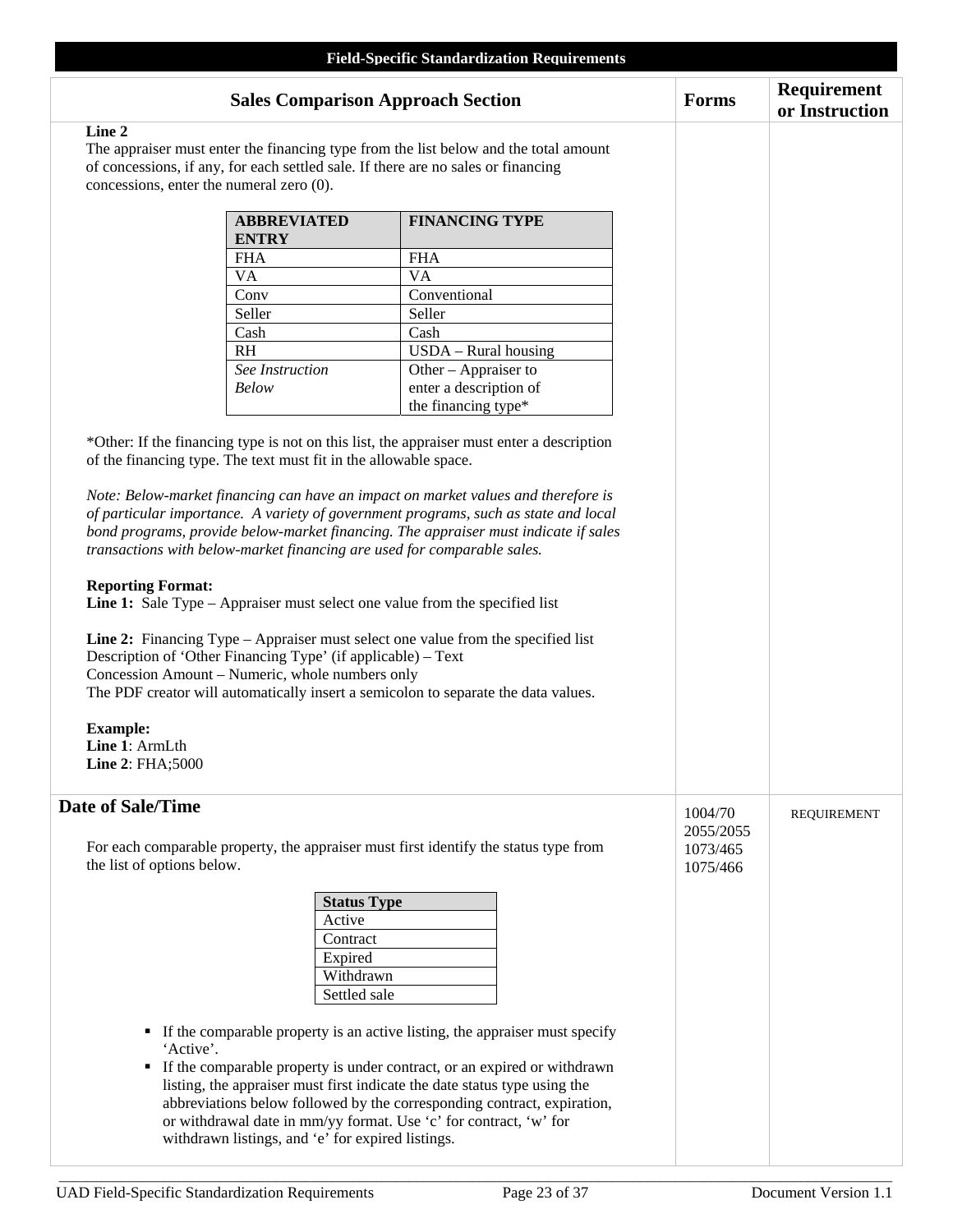**Field-Specific Standardization Requirements**

| Sales Comparison Approach Section | Forms | Requirement or Instruction |
|---|---|---|

**Line 2**
The appraiser must enter the financing type from the list below and the total amount of concessions, if any, for each settled sale. If there are no sales or financing concessions, enter the numeral zero (0).

| ABBREVIATED ENTRY | FINANCING TYPE |
|---|---|
| FHA | FHA |
| VA | VA |
| Conv | Conventional |
| Seller | Seller |
| Cash | Cash |
| RH | USDA – Rural housing |
| *See Instruction Below* | Other – Appraiser to enter a description of the financing type* |

*Other: If the financing type is not on this list, the appraiser must enter a description of the financing type. The text must fit in the allowable space.

*Note: Below-market financing can have an impact on market values and therefore is of particular importance. A variety of government programs, such as state and local bond programs, provide below-market financing. The appraiser must indicate if sales transactions with below-market financing are used for comparable sales.*

**Reporting Format:**
**Line 1:** Sale Type – Appraiser must select one value from the specified list

**Line 2:** Financing Type – Appraiser must select one value from the specified list
Description of 'Other Financing Type' (if applicable) – Text
Concession Amount – Numeric, whole numbers only
The PDF creator will automatically insert a semicolon to separate the data values.

**Example:**
**Line 1**: ArmLth
**Line 2**: FHA;5000

## Date of Sale/Time

**Forms:** 1004/70, 2055/2055, 1073/465, 1075/466
**Requirement or Instruction:** REQUIREMENT

For each comparable property, the appraiser must first identify the status type from the list of options below.

| Status Type |
|---|
| Active |
| Contract |
| Expired |
| Withdrawn |
| Settled sale |

- If the comparable property is an active listing, the appraiser must specify 'Active'.
- If the comparable property is under contract, or an expired or withdrawn listing, the appraiser must first indicate the date status type using the abbreviations below followed by the corresponding contract, expiration, or withdrawal date in mm/yy format. Use 'c' for contract, 'w' for withdrawn listings, and 'e' for expired listings.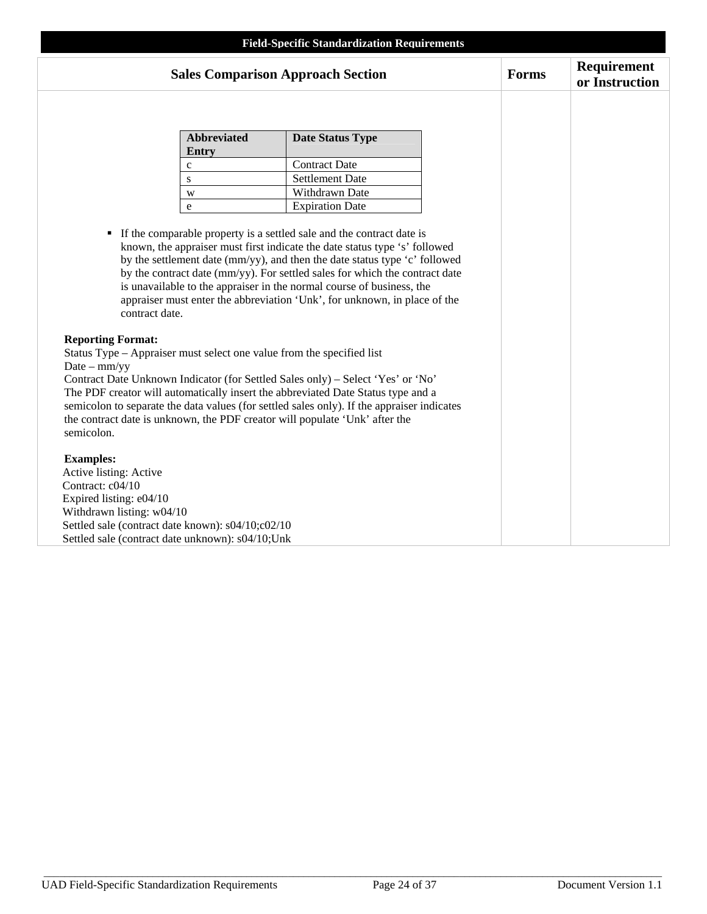**Field-Specific Standardization Requirements**

| Sales Comparison Approach Section | Forms | Requirement or Instruction |
|---|---|---|

| Abbreviated Entry | Date Status Type |
|---|---|
| c | Contract Date |
| s | Settlement Date |
| w | Withdrawn Date |
| e | Expiration Date |

- If the comparable property is a settled sale and the contract date is known, the appraiser must first indicate the date status type 's' followed by the settlement date (mm/yy), and then the date status type 'c' followed by the contract date (mm/yy). For settled sales for which the contract date is unavailable to the appraiser in the normal course of business, the appraiser must enter the abbreviation 'Unk', for unknown, in place of the contract date.

**Reporting Format:**
Status Type – Appraiser must select one value from the specified list
Date – mm/yy
Contract Date Unknown Indicator (for Settled Sales only) – Select 'Yes' or 'No'
The PDF creator will automatically insert the abbreviated Date Status type and a semicolon to separate the data values (for settled sales only). If the appraiser indicates the contract date is unknown, the PDF creator will populate 'Unk' after the semicolon.

**Examples:**
Active listing: Active
Contract: c04/10
Expired listing: e04/10
Withdrawn listing: w04/10
Settled sale (contract date known): s04/10;c02/10
Settled sale (contract date unknown): s04/10;Unk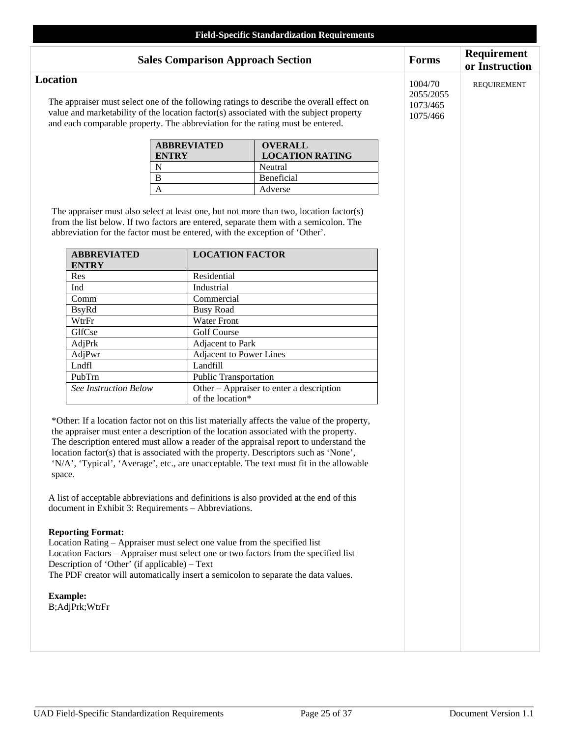**Field-Specific Standardization Requirements**

| Sales Comparison Approach Section | Forms | Requirement or Instruction |
|---|---|---|
| **Location** | 1004/70<br>2055/2055<br>1073/465<br>1075/466 | REQUIREMENT |

## Location

The appraiser must select one of the following ratings to describe the overall effect on value and marketability of the location factor(s) associated with the subject property and each comparable property. The abbreviation for the rating must be entered.

| ABBREVIATED ENTRY | OVERALL LOCATION RATING |
|---|---|
| N | Neutral |
| B | Beneficial |
| A | Adverse |

The appraiser must also select at least one, but not more than two, location factor(s) from the list below. If two factors are entered, separate them with a semicolon. The abbreviation for the factor must be entered, with the exception of 'Other'.

| ABBREVIATED ENTRY | LOCATION FACTOR |
|---|---|
| Res | Residential |
| Ind | Industrial |
| Comm | Commercial |
| BsyRd | Busy Road |
| WtrFr | Water Front |
| GlfCse | Golf Course |
| AdjPrk | Adjacent to Park |
| AdjPwr | Adjacent to Power Lines |
| Lndfl | Landfill |
| PubTrn | Public Transportation |
| *See Instruction Below* | Other – Appraiser to enter a description of the location* |

*Other: If a location factor not on this list materially affects the value of the property, the appraiser must enter a description of the location associated with the property. The description entered must allow a reader of the appraisal report to understand the location factor(s) that is associated with the property. Descriptors such as 'None', 'N/A', 'Typical', 'Average', etc., are unacceptable. The text must fit in the allowable space.

A list of acceptable abbreviations and definitions is also provided at the end of this document in Exhibit 3: Requirements – Abbreviations.

**Reporting Format:**
Location Rating – Appraiser must select one value from the specified list
Location Factors – Appraiser must select one or two factors from the specified list
Description of 'Other' (if applicable) – Text
The PDF creator will automatically insert a semicolon to separate the data values.

**Example:**
B;AdjPrk;WtrFr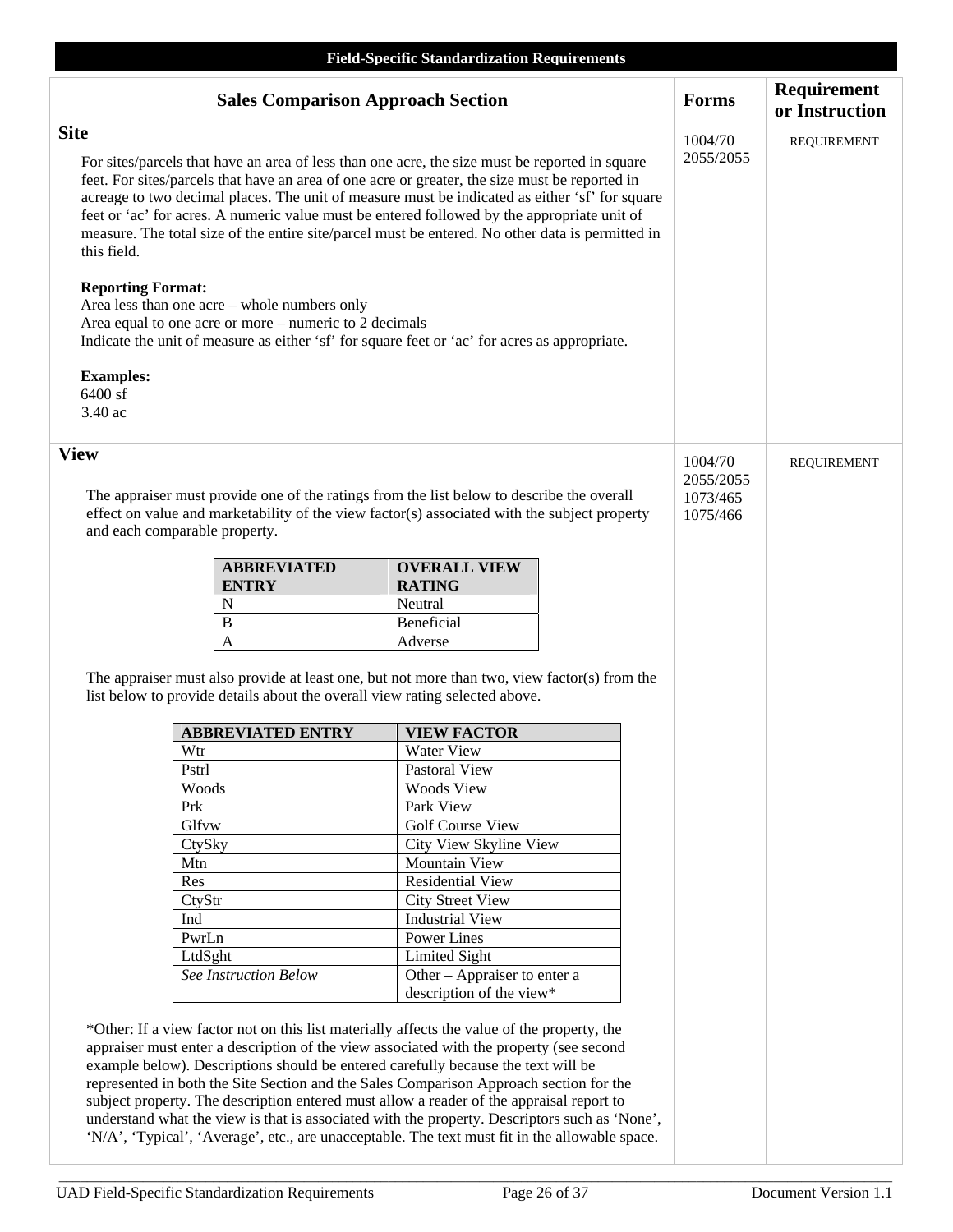**Field-Specific Standardization Requirements**

| Sales Comparison Approach Section | Forms | Requirement or Instruction |
|---|---|---|
| **Site** | 1004/70<br>2055/2055 | REQUIREMENT |
| **View** | 1004/70<br>2055/2055<br>1073/465<br>1075/466 | REQUIREMENT |

## Site

For sites/parcels that have an area of less than one acre, the size must be reported in square feet. For sites/parcels that have an area of one acre or greater, the size must be reported in acreage to two decimal places. The unit of measure must be indicated as either 'sf' for square feet or 'ac' for acres. A numeric value must be entered followed by the appropriate unit of measure. The total size of the entire site/parcel must be entered. No other data is permitted in this field.

**Reporting Format:**
Area less than one acre – whole numbers only
Area equal to one acre or more – numeric to 2 decimals
Indicate the unit of measure as either 'sf' for square feet or 'ac' for acres as appropriate.

**Examples:**
6400 sf
3.40 ac

## View

The appraiser must provide one of the ratings from the list below to describe the overall effect on value and marketability of the view factor(s) associated with the subject property and each comparable property.

| ABBREVIATED ENTRY | OVERALL VIEW RATING |
|---|---|
| N | Neutral |
| B | Beneficial |
| A | Adverse |

The appraiser must also provide at least one, but not more than two, view factor(s) from the list below to provide details about the overall view rating selected above.

| ABBREVIATED ENTRY | VIEW FACTOR |
|---|---|
| Wtr | Water View |
| Pstrl | Pastoral View |
| Woods | Woods View |
| Prk | Park View |
| Glfvw | Golf Course View |
| CtySky | City View Skyline View |
| Mtn | Mountain View |
| Res | Residential View |
| CtyStr | City Street View |
| Ind | Industrial View |
| PwrLn | Power Lines |
| LtdSght | Limited Sight |
| *See Instruction Below* | Other – Appraiser to enter a description of the view* |

*Other: If a view factor not on this list materially affects the value of the property, the appraiser must enter a description of the view associated with the property (see second example below). Descriptions should be entered carefully because the text will be represented in both the Site Section and the Sales Comparison Approach section for the subject property. The description entered must allow a reader of the appraisal report to understand what the view is that is associated with the property. Descriptors such as 'None', 'N/A', 'Typical', 'Average', etc., are unacceptable. The text must fit in the allowable space.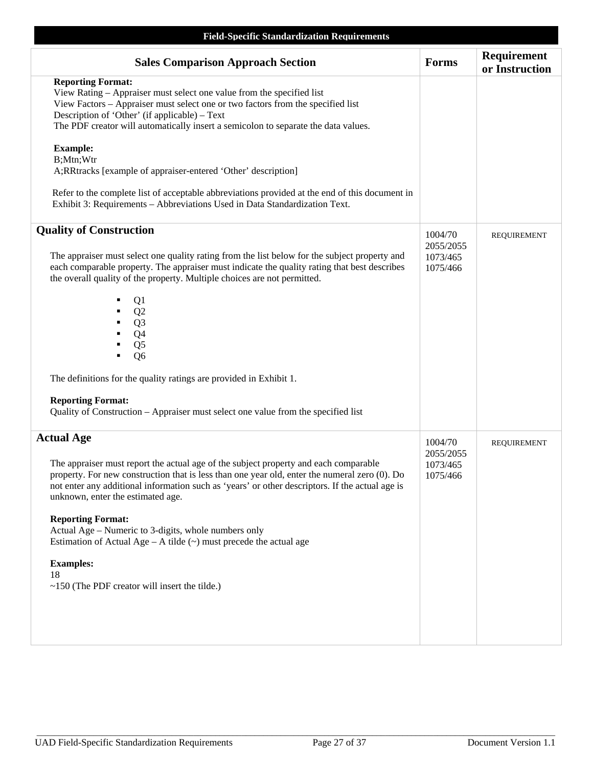**Field-Specific Standardization Requirements**

| Sales Comparison Approach Section | Forms | Requirement or Instruction |
|---|---|---|
| **Reporting Format:**<br>View Rating – Appraiser must select one value from the specified list<br>View Factors – Appraiser must select one or two factors from the specified list<br>Description of 'Other' (if applicable) – Text<br>The PDF creator will automatically insert a semicolon to separate the data values.<br><br>**Example:**<br>B;Mtn;Wtr<br>A;RRtracks [example of appraiser-entered 'Other' description]<br><br>Refer to the complete list of acceptable abbreviations provided at the end of this document in Exhibit 3: Requirements – Abbreviations Used in Data Standardization Text. | | |
| **Quality of Construction**<br><br>The appraiser must select one quality rating from the list below for the subject property and each comparable property. The appraiser must indicate the quality rating that best describes the overall quality of the property. Multiple choices are not permitted.<br><br>▪ Q1<br>▪ Q2<br>▪ Q3<br>▪ Q4<br>▪ Q5<br>▪ Q6<br><br>The definitions for the quality ratings are provided in Exhibit 1.<br><br>**Reporting Format:**<br>Quality of Construction – Appraiser must select one value from the specified list | 1004/70<br>2055/2055<br>1073/465<br>1075/466 | REQUIREMENT |
| **Actual Age**<br><br>The appraiser must report the actual age of the subject property and each comparable property. For new construction that is less than one year old, enter the numeral zero (0). Do not enter any additional information such as 'years' or other descriptors. If the actual age is unknown, enter the estimated age.<br><br>**Reporting Format:**<br>Actual Age – Numeric to 3-digits, whole numbers only<br>Estimation of Actual Age – A tilde (~) must precede the actual age<br><br>**Examples:**<br>18<br>~150 (The PDF creator will insert the tilde.) | 1004/70<br>2055/2055<br>1073/465<br>1075/466 | REQUIREMENT |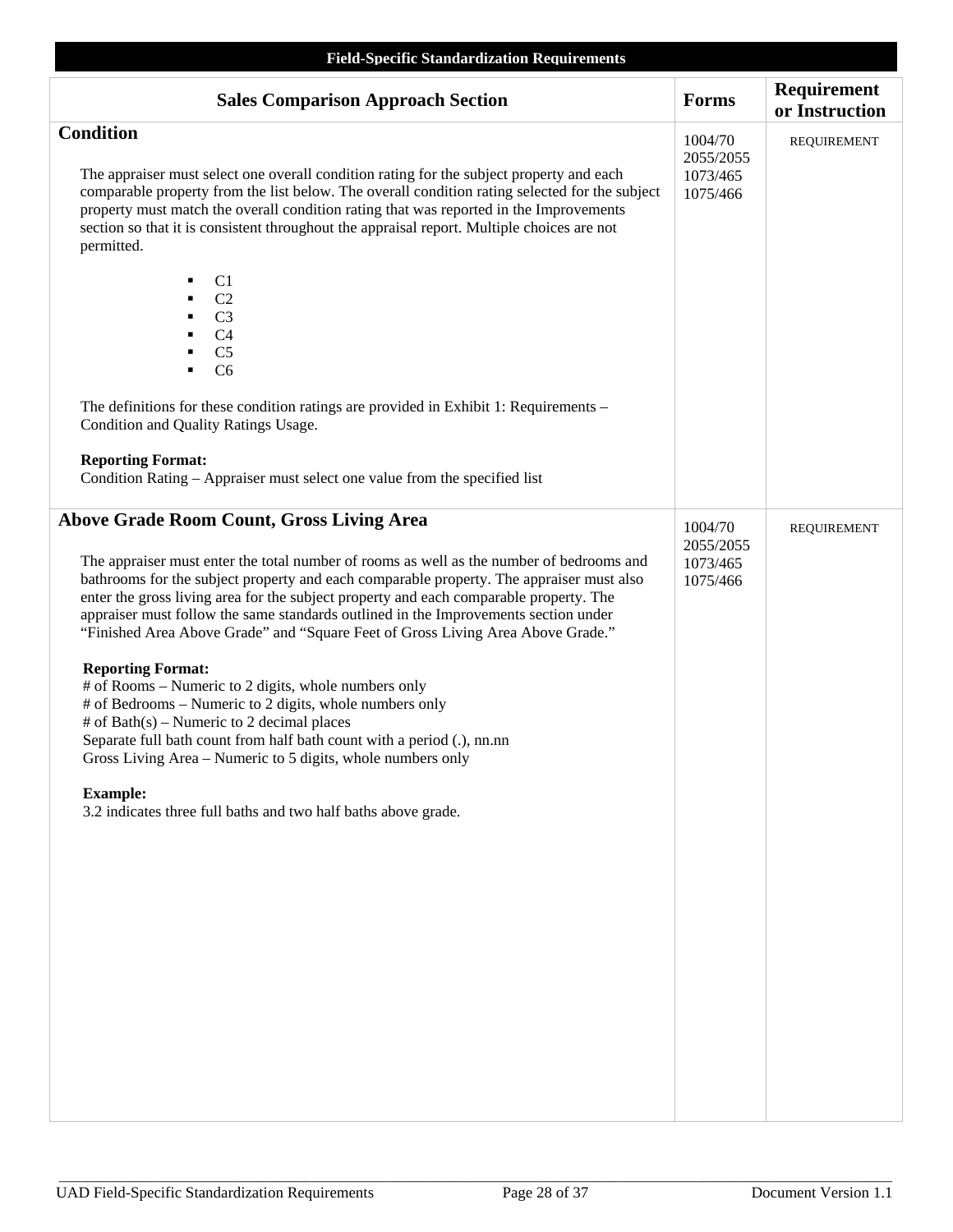**Field-Specific Standardization Requirements**

| Sales Comparison Approach Section | Forms | Requirement or Instruction |
|---|---|---|
| **Condition**<br><br>The appraiser must select one overall condition rating for the subject property and each comparable property from the list below. The overall condition rating selected for the subject property must match the overall condition rating that was reported in the Improvements section so that it is consistent throughout the appraisal report. Multiple choices are not permitted.<br><br>▪ C1<br>▪ C2<br>▪ C3<br>▪ C4<br>▪ C5<br>▪ C6<br><br>The definitions for these condition ratings are provided in Exhibit 1: Requirements – Condition and Quality Ratings Usage.<br><br>**Reporting Format:**<br>Condition Rating – Appraiser must select one value from the specified list | 1004/70<br>2055/2055<br>1073/465<br>1075/466 | REQUIREMENT |
| **Above Grade Room Count, Gross Living Area**<br><br>The appraiser must enter the total number of rooms as well as the number of bedrooms and bathrooms for the subject property and each comparable property. The appraiser must also enter the gross living area for the subject property and each comparable property. The appraiser must follow the same standards outlined in the Improvements section under "Finished Area Above Grade" and "Square Feet of Gross Living Area Above Grade."<br><br>**Reporting Format:**<br># of Rooms – Numeric to 2 digits, whole numbers only<br># of Bedrooms – Numeric to 2 digits, whole numbers only<br># of Bath(s) – Numeric to 2 decimal places<br>Separate full bath count from half bath count with a period (.), nn.nn<br>Gross Living Area – Numeric to 5 digits, whole numbers only<br><br>**Example:**<br>3.2 indicates three full baths and two half baths above grade. | 1004/70<br>2055/2055<br>1073/465<br>1075/466 | REQUIREMENT |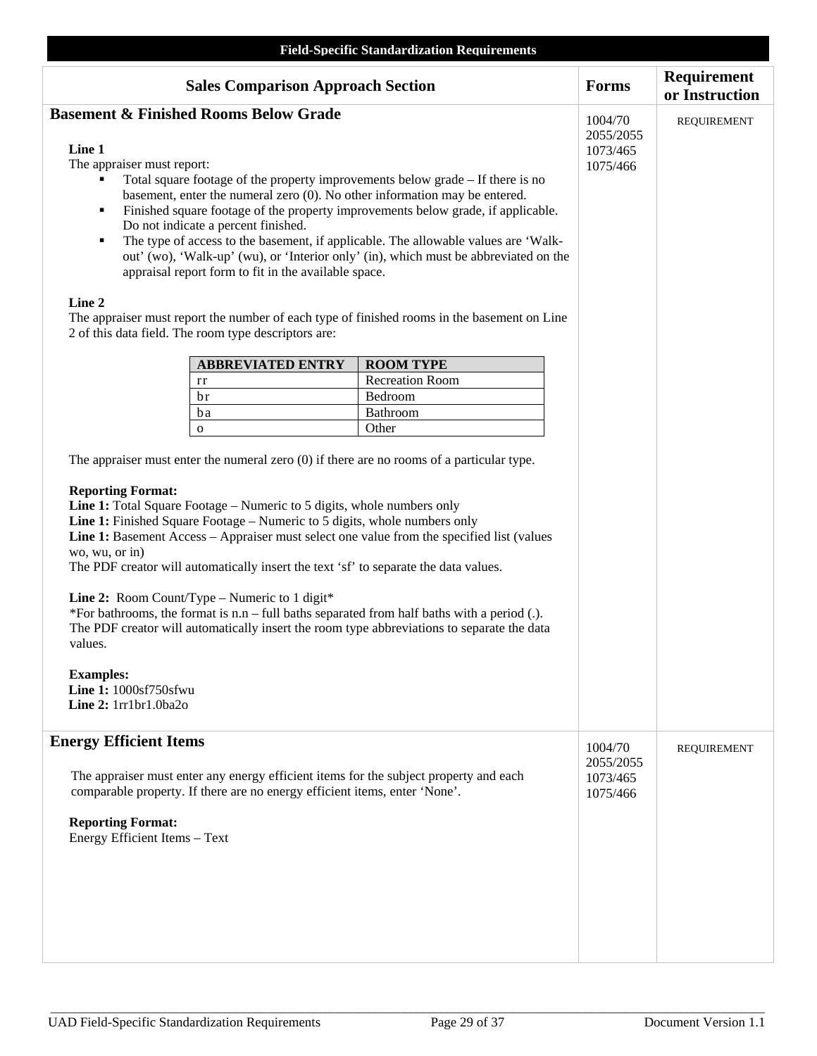**Field-Specific Standardization Requirements**

| Sales Comparison Approach Section | Forms | Requirement or Instruction |
|---|---|---|
| **Basement & Finished Rooms Below Grade** | 1004/70 2055/2055 1073/465 1075/466 | REQUIREMENT |
| **Energy Efficient Items** | 1004/70 2055/2055 1073/465 1075/466 | REQUIREMENT |

## Basement & Finished Rooms Below Grade

**Line 1**

The appraiser must report:

- Total square footage of the property improvements below grade – If there is no basement, enter the numeral zero (0). No other information may be entered.
- Finished square footage of the property improvements below grade, if applicable. Do not indicate a percent finished.
- The type of access to the basement, if applicable. The allowable values are 'Walk-out' (wo), 'Walk-up' (wu), or 'Interior only' (in), which must be abbreviated on the appraisal report form to fit in the available space.

**Line 2**

The appraiser must report the number of each type of finished rooms in the basement on Line 2 of this data field. The room type descriptors are:

| ABBREVIATED ENTRY | ROOM TYPE |
|---|---|
| rr | Recreation Room |
| br | Bedroom |
| ba | Bathroom |
| o | Other |

The appraiser must enter the numeral zero (0) if there are no rooms of a particular type.

**Reporting Format:**

**Line 1:** Total Square Footage – Numeric to 5 digits, whole numbers only
**Line 1:** Finished Square Footage – Numeric to 5 digits, whole numbers only
**Line 1:** Basement Access – Appraiser must select one value from the specified list (values wo, wu, or in)
The PDF creator will automatically insert the text 'sf' to separate the data values.

**Line 2:** Room Count/Type – Numeric to 1 digit*
*For bathrooms, the format is n.n – full baths separated from half baths with a period (.).
The PDF creator will automatically insert the room type abbreviations to separate the data values.

**Examples:**
**Line 1:** 1000sf750sfwu
**Line 2:** 1rr1br1.0ba2o

## Energy Efficient Items

The appraiser must enter any energy efficient items for the subject property and each comparable property. If there are no energy efficient items, enter 'None'.

**Reporting Format:**
Energy Efficient Items – Text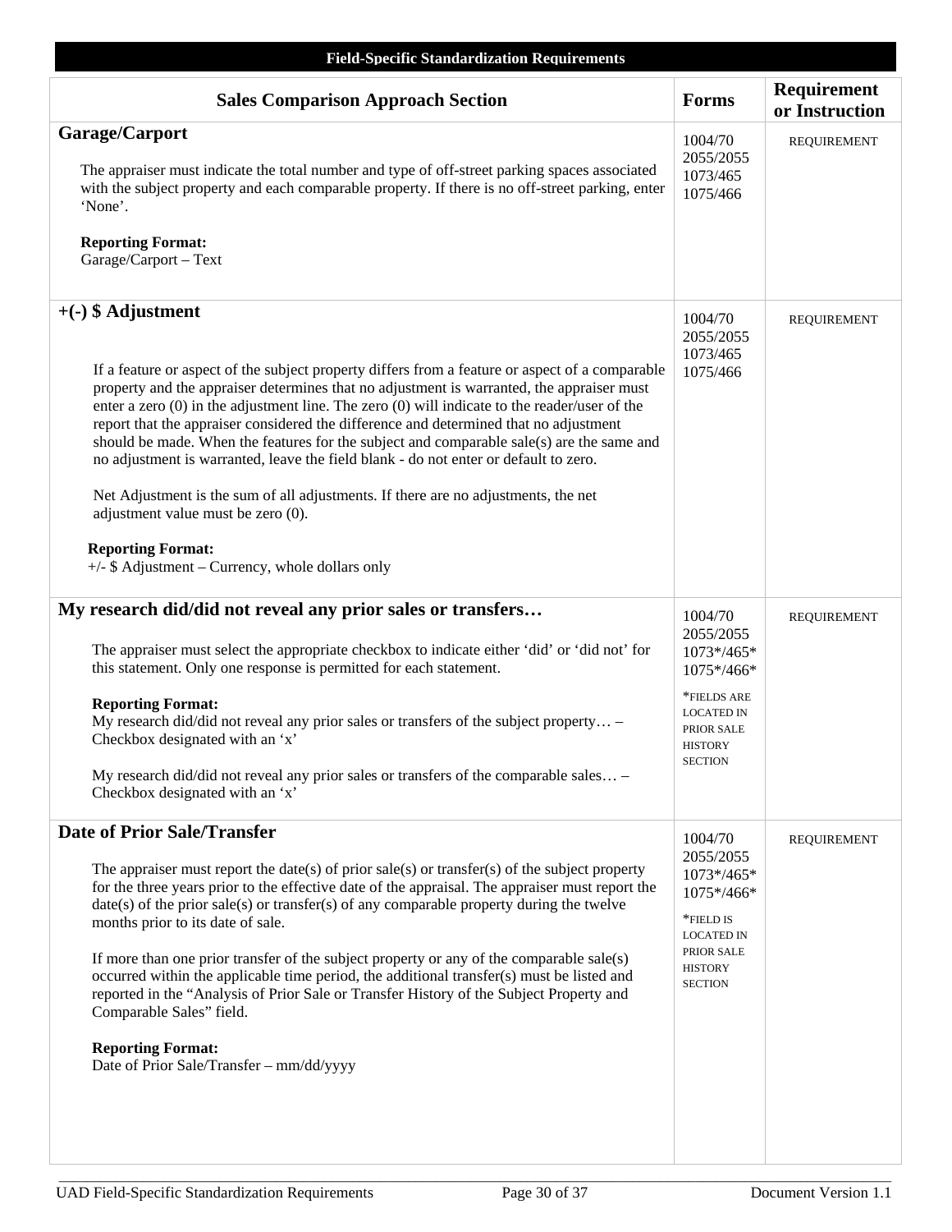**Field-Specific Standardization Requirements**

| Sales Comparison Approach Section | Forms | Requirement or Instruction |
|---|---|---|
| **Garage/Carport**<br><br>The appraiser must indicate the total number and type of off-street parking spaces associated with the subject property and each comparable property. If there is no off-street parking, enter 'None'.<br><br>**Reporting Format:**<br>Garage/Carport – Text | 1004/70<br>2055/2055<br>1073/465<br>1075/466 | REQUIREMENT |
| **+(-) $ Adjustment**<br><br>If a feature or aspect of the subject property differs from a feature or aspect of a comparable property and the appraiser determines that no adjustment is warranted, the appraiser must enter a zero (0) in the adjustment line. The zero (0) will indicate to the reader/user of the report that the appraiser considered the difference and determined that no adjustment should be made. When the features for the subject and comparable sale(s) are the same and no adjustment is warranted, leave the field blank - do not enter or default to zero.<br><br>Net Adjustment is the sum of all adjustments. If there are no adjustments, the net adjustment value must be zero (0).<br><br>**Reporting Format:**<br>+/- $ Adjustment – Currency, whole dollars only | 1004/70<br>2055/2055<br>1073/465<br>1075/466 | REQUIREMENT |
| **My research did/did not reveal any prior sales or transfers…**<br><br>The appraiser must select the appropriate checkbox to indicate either 'did' or 'did not' for this statement. Only one response is permitted for each statement.<br><br>**Reporting Format:**<br>My research did/did not reveal any prior sales or transfers of the subject property… – Checkbox designated with an 'x'<br><br>My research did/did not reveal any prior sales or transfers of the comparable sales… – Checkbox designated with an 'x' | 1004/70<br>2055/2055<br>1073*/465*<br>1075*/466*<br><br>*FIELDS ARE LOCATED IN PRIOR SALE HISTORY SECTION | REQUIREMENT |
| **Date of Prior Sale/Transfer**<br><br>The appraiser must report the date(s) of prior sale(s) or transfer(s) of the subject property for the three years prior to the effective date of the appraisal. The appraiser must report the date(s) of the prior sale(s) or transfer(s) of any comparable property during the twelve months prior to its date of sale.<br><br>If more than one prior transfer of the subject property or any of the comparable sale(s) occurred within the applicable time period, the additional transfer(s) must be listed and reported in the "Analysis of Prior Sale or Transfer History of the Subject Property and Comparable Sales" field.<br><br>**Reporting Format:**<br>Date of Prior Sale/Transfer – mm/dd/yyyy | 1004/70<br>2055/2055<br>1073*/465*<br>1075*/466*<br><br>*FIELD IS LOCATED IN PRIOR SALE HISTORY SECTION | REQUIREMENT |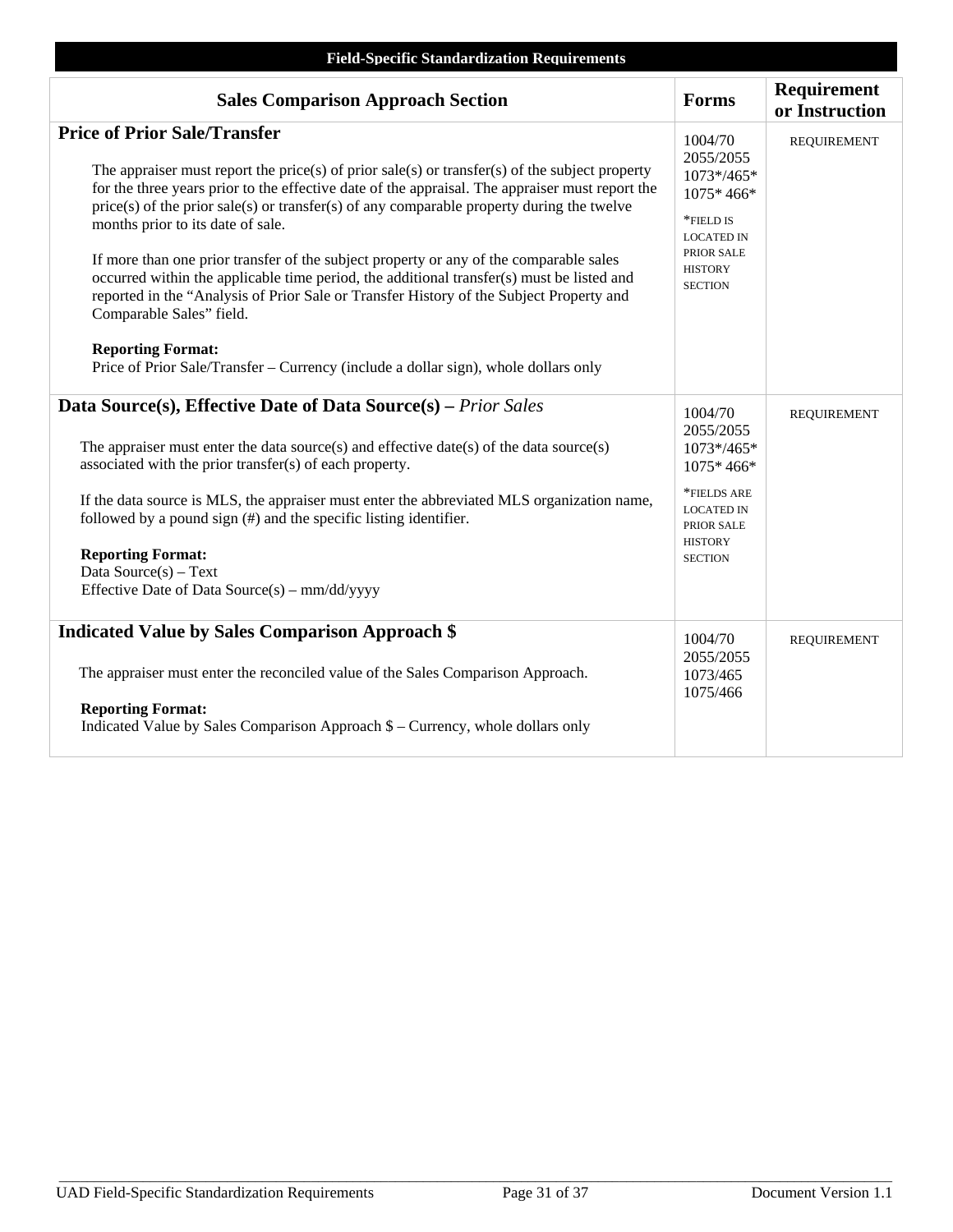**Field-Specific Standardization Requirements**

| Sales Comparison Approach Section | Forms | Requirement or Instruction |
|---|---|---|
| **Price of Prior Sale/Transfer**<br><br>The appraiser must report the price(s) of prior sale(s) or transfer(s) of the subject property for the three years prior to the effective date of the appraisal. The appraiser must report the price(s) of the prior sale(s) or transfer(s) of any comparable property during the twelve months prior to its date of sale.<br><br>If more than one prior transfer of the subject property or any of the comparable sales occurred within the applicable time period, the additional transfer(s) must be listed and reported in the "Analysis of Prior Sale or Transfer History of the Subject Property and Comparable Sales" field.<br><br>**Reporting Format:**<br>Price of Prior Sale/Transfer – Currency (include a dollar sign), whole dollars only | 1004/70<br>2055/2055<br>1073*/465*<br>1075* 466*<br><br>*FIELD IS LOCATED IN PRIOR SALE HISTORY SECTION | REQUIREMENT |
| **Data Source(s), Effective Date of Data Source(s) –** *Prior Sales*<br><br>The appraiser must enter the data source(s) and effective date(s) of the data source(s) associated with the prior transfer(s) of each property.<br><br>If the data source is MLS, the appraiser must enter the abbreviated MLS organization name, followed by a pound sign (#) and the specific listing identifier.<br><br>**Reporting Format:**<br>Data Source(s) – Text<br>Effective Date of Data Source(s) – mm/dd/yyyy | 1004/70<br>2055/2055<br>1073*/465*<br>1075* 466*<br><br>*FIELDS ARE LOCATED IN PRIOR SALE HISTORY SECTION | REQUIREMENT |
| **Indicated Value by Sales Comparison Approach $**<br><br>The appraiser must enter the reconciled value of the Sales Comparison Approach.<br><br>**Reporting Format:**<br>Indicated Value by Sales Comparison Approach $ – Currency, whole dollars only | 1004/70<br>2055/2055<br>1073/465<br>1075/466 | REQUIREMENT |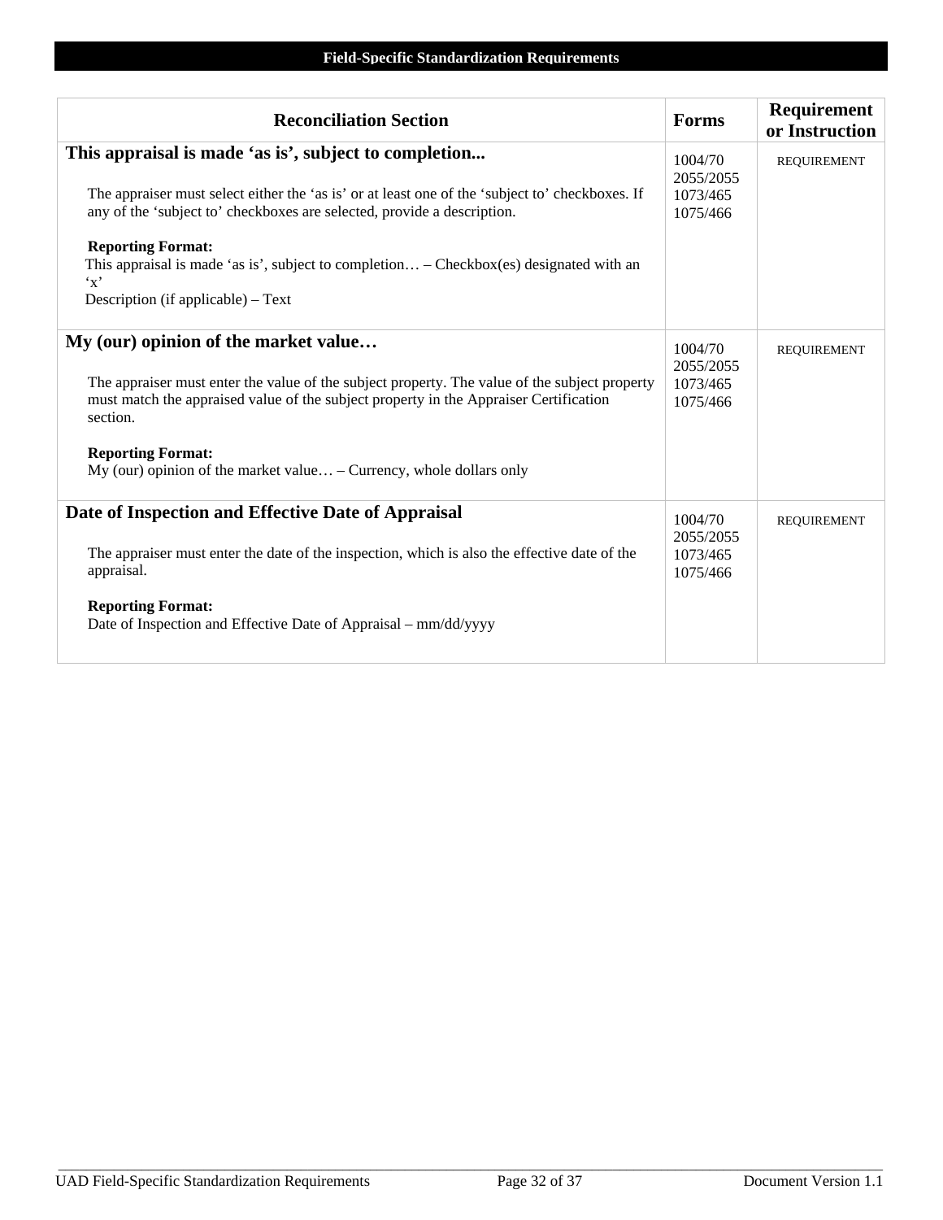## Field-Specific Standardization Requirements

| Reconciliation Section | Forms | Requirement or Instruction |
|---|---|---|
| **This appraisal is made 'as is', subject to completion...**<br><br>The appraiser must select either the 'as is' or at least one of the 'subject to' checkboxes. If any of the 'subject to' checkboxes are selected, provide a description.<br><br>**Reporting Format:**<br>This appraisal is made 'as is', subject to completion… – Checkbox(es) designated with an 'x'<br>Description (if applicable) – Text | 1004/70<br>2055/2055<br>1073/465<br>1075/466 | REQUIREMENT |
| **My (our) opinion of the market value…**<br><br>The appraiser must enter the value of the subject property. The value of the subject property must match the appraised value of the subject property in the Appraiser Certification section.<br><br>**Reporting Format:**<br>My (our) opinion of the market value… – Currency, whole dollars only | 1004/70<br>2055/2055<br>1073/465<br>1075/466 | REQUIREMENT |
| **Date of Inspection and Effective Date of Appraisal**<br><br>The appraiser must enter the date of the inspection, which is also the effective date of the appraisal.<br><br>**Reporting Format:**<br>Date of Inspection and Effective Date of Appraisal – mm/dd/yyyy | 1004/70<br>2055/2055<br>1073/465<br>1075/466 | REQUIREMENT |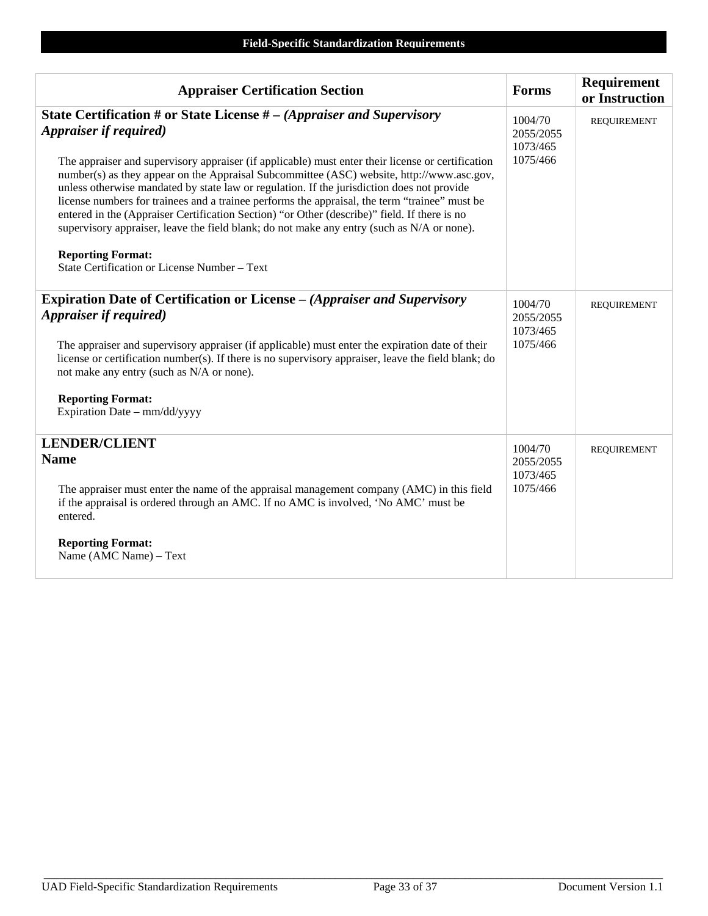## Field-Specific Standardization Requirements

| Appraiser Certification Section | Forms | Requirement or Instruction |
|---|---|---|
| **State Certification # or State License # – *(Appraiser and Supervisory Appraiser if required)***<br><br>The appraiser and supervisory appraiser (if applicable) must enter their license or certification number(s) as they appear on the Appraisal Subcommittee (ASC) website, http://www.asc.gov, unless otherwise mandated by state law or regulation. If the jurisdiction does not provide license numbers for trainees and a trainee performs the appraisal, the term "trainee" must be entered in the (Appraiser Certification Section) "or Other (describe)" field. If there is no supervisory appraiser, leave the field blank; do not make any entry (such as N/A or none).<br><br>**Reporting Format:**<br>State Certification or License Number – Text | 1004/70<br>2055/2055<br>1073/465<br>1075/466 | REQUIREMENT |
| **Expiration Date of Certification or License – *(Appraiser and Supervisory Appraiser if required)***<br><br>The appraiser and supervisory appraiser (if applicable) must enter the expiration date of their license or certification number(s). If there is no supervisory appraiser, leave the field blank; do not make any entry (such as N/A or none).<br><br>**Reporting Format:**<br>Expiration Date – mm/dd/yyyy | 1004/70<br>2055/2055<br>1073/465<br>1075/466 | REQUIREMENT |
| **LENDER/CLIENT**<br>**Name**<br><br>The appraiser must enter the name of the appraisal management company (AMC) in this field if the appraisal is ordered through an AMC. If no AMC is involved, 'No AMC' must be entered.<br><br>**Reporting Format:**<br>Name (AMC Name) – Text | 1004/70<br>2055/2055<br>1073/465<br>1075/466 | REQUIREMENT |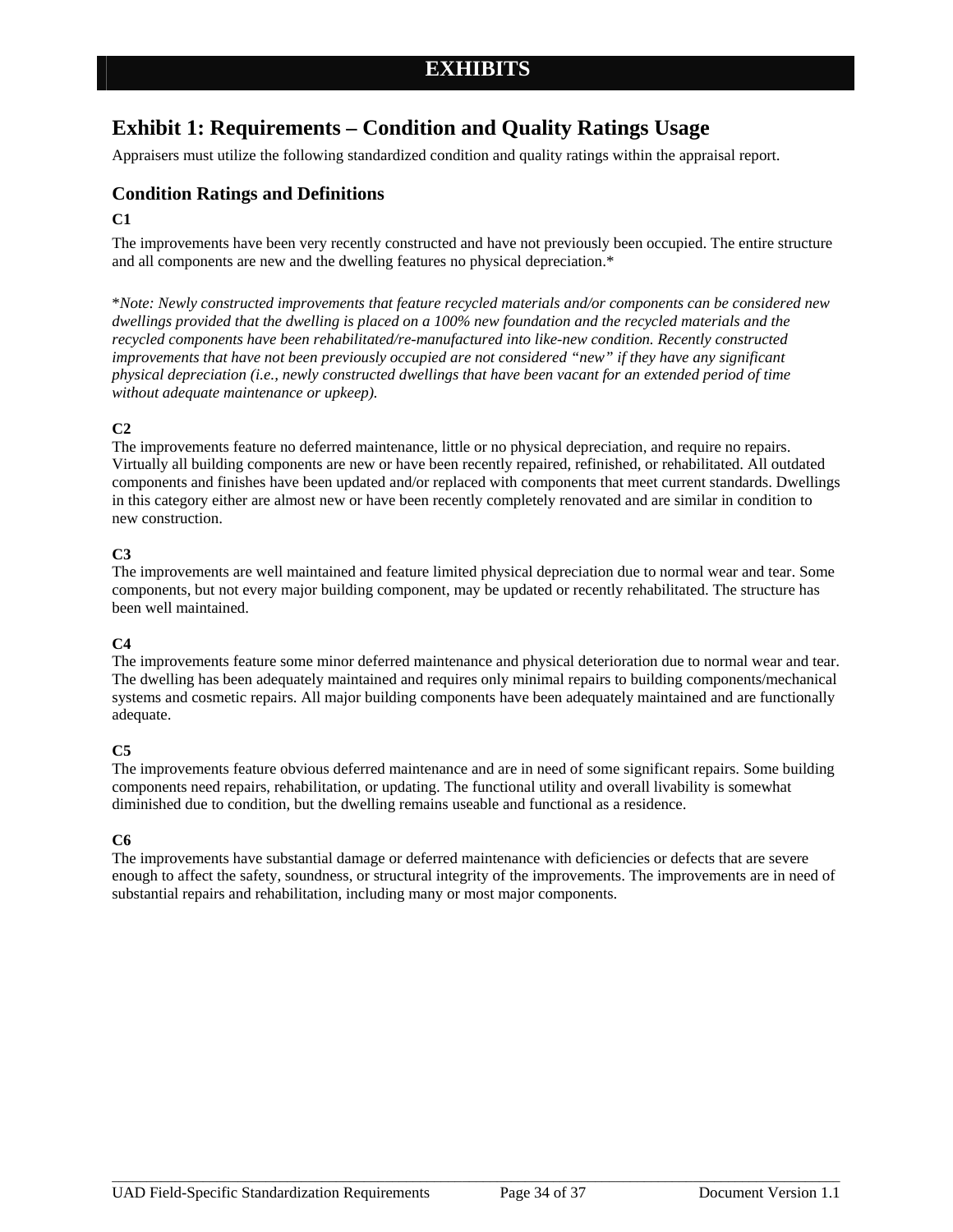# EXHIBITS

## Exhibit 1: Requirements – Condition and Quality Ratings Usage

Appraisers must utilize the following standardized condition and quality ratings within the appraisal report.

### Condition Ratings and Definitions

**C1**

The improvements have been very recently constructed and have not previously been occupied. The entire structure and all components are new and the dwelling features no physical depreciation.*

**Note: Newly constructed improvements that feature recycled materials and/or components can be considered new dwellings provided that the dwelling is placed on a 100% new foundation and the recycled materials and the recycled components have been rehabilitated/re-manufactured into like-new condition. Recently constructed improvements that have not been previously occupied are not considered "new" if they have any significant physical depreciation (i.e., newly constructed dwellings that have been vacant for an extended period of time without adequate maintenance or upkeep).*

**C2**

The improvements feature no deferred maintenance, little or no physical depreciation, and require no repairs. Virtually all building components are new or have been recently repaired, refinished, or rehabilitated. All outdated components and finishes have been updated and/or replaced with components that meet current standards. Dwellings in this category either are almost new or have been recently completely renovated and are similar in condition to new construction.

**C3**

The improvements are well maintained and feature limited physical depreciation due to normal wear and tear. Some components, but not every major building component, may be updated or recently rehabilitated. The structure has been well maintained.

**C4**

The improvements feature some minor deferred maintenance and physical deterioration due to normal wear and tear. The dwelling has been adequately maintained and requires only minimal repairs to building components/mechanical systems and cosmetic repairs. All major building components have been adequately maintained and are functionally adequate.

**C5**

The improvements feature obvious deferred maintenance and are in need of some significant repairs. Some building components need repairs, rehabilitation, or updating. The functional utility and overall livability is somewhat diminished due to condition, but the dwelling remains useable and functional as a residence.

**C6**

The improvements have substantial damage or deferred maintenance with deficiencies or defects that are severe enough to affect the safety, soundness, or structural integrity of the improvements. The improvements are in need of substantial repairs and rehabilitation, including many or most major components.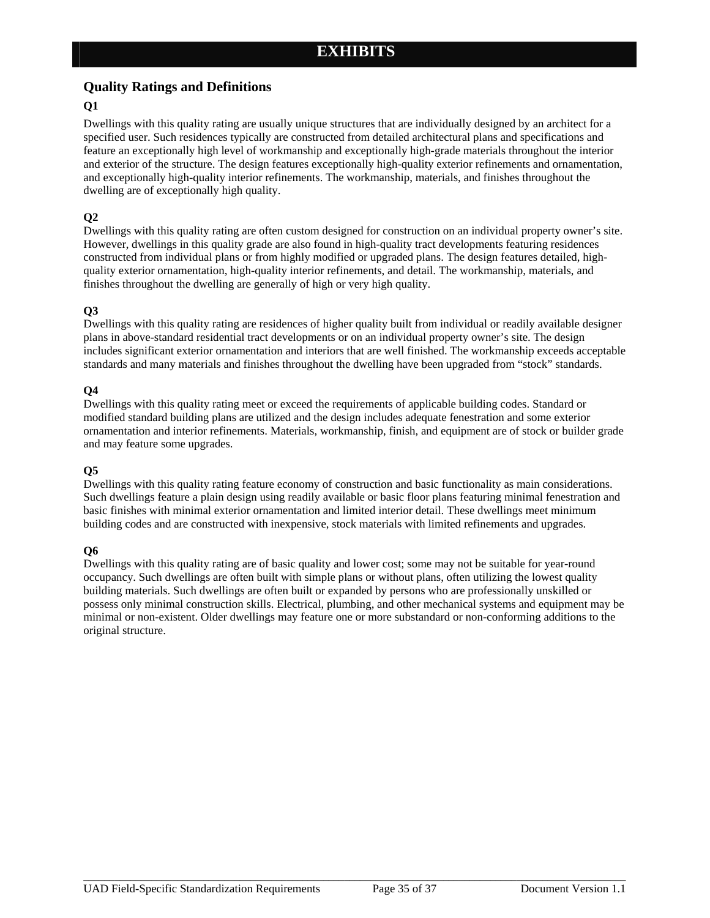# EXHIBITS

## Quality Ratings and Definitions

### Q1

Dwellings with this quality rating are usually unique structures that are individually designed by an architect for a specified user. Such residences typically are constructed from detailed architectural plans and specifications and feature an exceptionally high level of workmanship and exceptionally high-grade materials throughout the interior and exterior of the structure. The design features exceptionally high-quality exterior refinements and ornamentation, and exceptionally high-quality interior refinements. The workmanship, materials, and finishes throughout the dwelling are of exceptionally high quality.

### Q2

Dwellings with this quality rating are often custom designed for construction on an individual property owner's site. However, dwellings in this quality grade are also found in high-quality tract developments featuring residences constructed from individual plans or from highly modified or upgraded plans. The design features detailed, high-quality exterior ornamentation, high-quality interior refinements, and detail. The workmanship, materials, and finishes throughout the dwelling are generally of high or very high quality.

### Q3

Dwellings with this quality rating are residences of higher quality built from individual or readily available designer plans in above-standard residential tract developments or on an individual property owner's site. The design includes significant exterior ornamentation and interiors that are well finished. The workmanship exceeds acceptable standards and many materials and finishes throughout the dwelling have been upgraded from "stock" standards.

### Q4

Dwellings with this quality rating meet or exceed the requirements of applicable building codes. Standard or modified standard building plans are utilized and the design includes adequate fenestration and some exterior ornamentation and interior refinements. Materials, workmanship, finish, and equipment are of stock or builder grade and may feature some upgrades.

### Q5

Dwellings with this quality rating feature economy of construction and basic functionality as main considerations. Such dwellings feature a plain design using readily available or basic floor plans featuring minimal fenestration and basic finishes with minimal exterior ornamentation and limited interior detail. These dwellings meet minimum building codes and are constructed with inexpensive, stock materials with limited refinements and upgrades.

### Q6

Dwellings with this quality rating are of basic quality and lower cost; some may not be suitable for year-round occupancy. Such dwellings are often built with simple plans or without plans, often utilizing the lowest quality building materials. Such dwellings are often built or expanded by persons who are professionally unskilled or possess only minimal construction skills. Electrical, plumbing, and other mechanical systems and equipment may be minimal or non-existent. Older dwellings may feature one or more substandard or non-conforming additions to the original structure.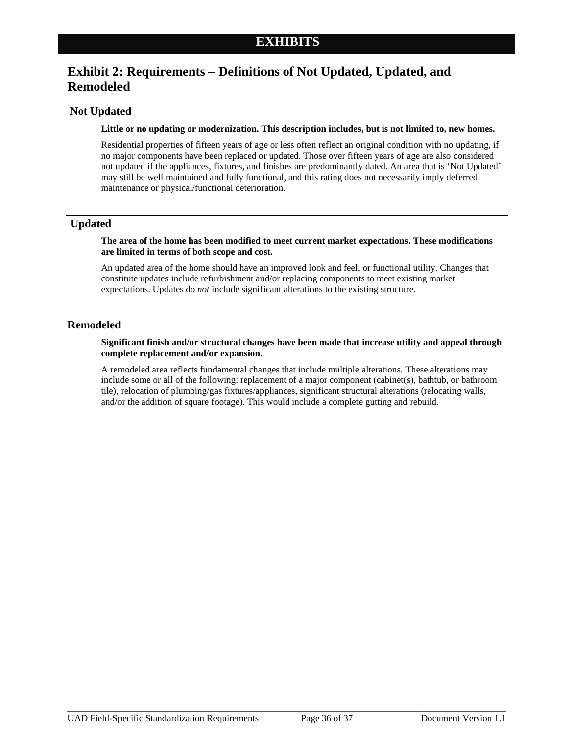# EXHIBITS

## Exhibit 2: Requirements – Definitions of Not Updated, Updated, and Remodeled

### Not Updated

**Little or no updating or modernization. This description includes, but is not limited to, new homes.**

Residential properties of fifteen years of age or less often reflect an original condition with no updating, if no major components have been replaced or updated. Those over fifteen years of age are also considered not updated if the appliances, fixtures, and finishes are predominantly dated. An area that is 'Not Updated' may still be well maintained and fully functional, and this rating does not necessarily imply deferred maintenance or physical/functional deterioration.

---

### Updated

**The area of the home has been modified to meet current market expectations. These modifications are limited in terms of both scope and cost.**

An updated area of the home should have an improved look and feel, or functional utility. Changes that constitute updates include refurbishment and/or replacing components to meet existing market expectations. Updates do *not* include significant alterations to the existing structure.

---

### Remodeled

**Significant finish and/or structural changes have been made that increase utility and appeal through complete replacement and/or expansion.**

A remodeled area reflects fundamental changes that include multiple alterations. These alterations may include some or all of the following: replacement of a major component (cabinet(s), bathtub, or bathroom tile), relocation of plumbing/gas fixtures/appliances, significant structural alterations (relocating walls, and/or the addition of square footage). This would include a complete gutting and rebuild.